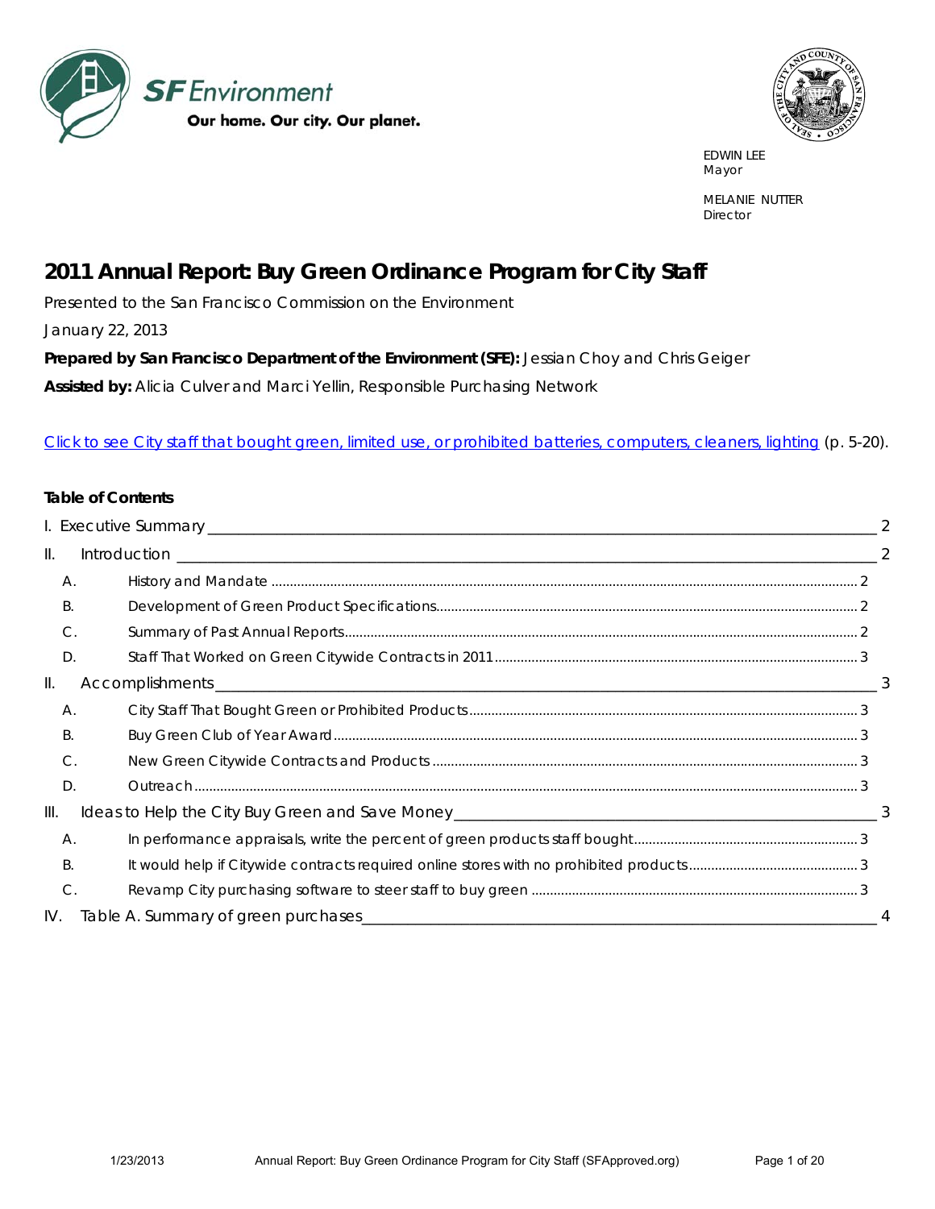SF Environment

Our home. Our city. Our planet.

EDWIN LEE
Mayor

MELANIE NUTTER
Director

# 2011 Annual Report: Buy Green Ordinance Program for City Staff

Presented to the San Francisco Commission on the Environment

January 22, 2013

**Prepared by San Francisco Department of the Environment (SFE):** Jessian Choy and Chris Geiger

**Assisted by:** Alicia Culver and Marci Yellin, Responsible Purchasing Network

[Click to see City staff that bought green, limited use, or prohibited batteries, computers, cleaners, lighting](#) (p. 5-20).

**Table of Contents**

I. Executive Summary ..... 2

II. Introduction ..... 2

- A. History and Mandate ..... 2
- B. Development of Green Product Specifications ..... 2
- C. Summary of Past Annual Reports ..... 2
- D. Staff That Worked on Green Citywide Contracts in 2011 ..... 3

II. Accomplishments ..... 3

- A. City Staff That Bought Green or Prohibited Products ..... 3
- B. Buy Green Club of Year Award ..... 3
- C. New Green Citywide Contracts and Products ..... 3
- D. Outreach ..... 3

III. Ideas to Help the City Buy Green and Save Money ..... 3

- A. In performance appraisals, write the percent of green products staff bought ..... 3
- B. It would help if Citywide contracts required online stores with no prohibited products ..... 3
- C. Revamp City purchasing software to steer staff to buy green ..... 3

IV. Table A. Summary of green purchases ..... 4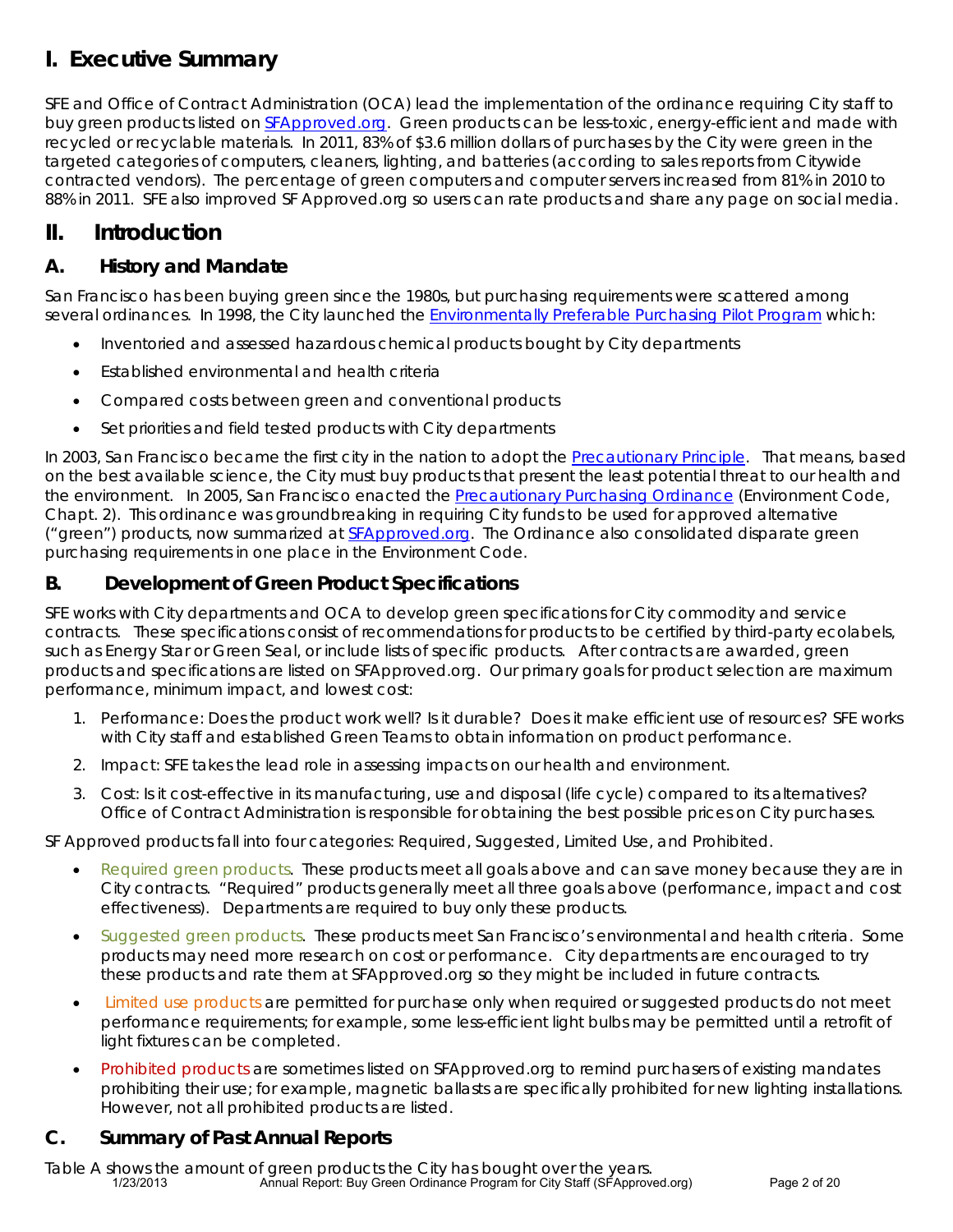# I. Executive Summary

SFE and Office of Contract Administration (OCA) lead the implementation of the ordinance requiring City staff to buy green products listed on [SFApproved.org](SFApproved.org). Green products can be less-toxic, energy-efficient and made with recycled or recyclable materials. In 2011, 83% of $3.6 million dollars of purchases by the City were green in the targeted categories of computers, cleaners, lighting, and batteries (according to sales reports from Citywide contracted vendors). The percentage of green computers and computer servers increased from 81% in 2010 to 88% in 2011. SFE also improved SF Approved.org so users can rate products and share any page on social media.

# II. Introduction

## A. History and Mandate

San Francisco has been buying green since the 1980s, but purchasing requirements were scattered among several ordinances. In 1998, the City launched the Environmentally Preferable Purchasing Pilot Program which:

- Inventoried and assessed hazardous chemical products bought by City departments
- Established environmental and health criteria
- Compared costs between green and conventional products
- Set priorities and field tested products with City departments

In 2003, San Francisco became the first city in the nation to adopt the Precautionary Principle. That means, based on the best available science, the City must buy products that present the least potential threat to our health and the environment. In 2005, San Francisco enacted the Precautionary Purchasing Ordinance (Environment Code, Chapt. 2). This ordinance was groundbreaking in requiring City funds to be used for approved alternative ("green") products, now summarized at SFApproved.org. The Ordinance also consolidated disparate green purchasing requirements in one place in the Environment Code.

## B. Development of Green Product Specifications

SFE works with City departments and OCA to develop green specifications for City commodity and service contracts. These specifications consist of recommendations for products to be certified by third-party ecolabels, such as Energy Star or Green Seal, or include lists of specific products. After contracts are awarded, green products and specifications are listed on SFApproved.org. Our primary goals for product selection are maximum performance, minimum impact, and lowest cost:

1. Performance: Does the product work well? Is it durable? Does it make efficient use of resources? SFE works with City staff and established Green Teams to obtain information on product performance.
2. Impact: SFE takes the lead role in assessing impacts on our health and environment.
3. Cost: Is it cost-effective in its manufacturing, use and disposal (life cycle) compared to its alternatives? Office of Contract Administration is responsible for obtaining the best possible prices on City purchases.

SF Approved products fall into four categories: Required, Suggested, Limited Use, and Prohibited.

- Required green products. These products meet all goals above and can save money because they are in City contracts. "Required" products generally meet all three goals above (performance, impact and cost effectiveness). Departments are required to buy only these products.
- Suggested green products. These products meet San Francisco's environmental and health criteria. Some products may need more research on cost or performance. City departments are encouraged to try these products and rate them at SFApproved.org so they might be included in future contracts.
- Limited use products are permitted for purchase only when required or suggested products do not meet performance requirements; for example, some less-efficient light bulbs may be permitted until a retrofit of light fixtures can be completed.
- Prohibited products are sometimes listed on SFApproved.org to remind purchasers of existing mandates prohibiting their use; for example, magnetic ballasts are specifically prohibited for new lighting installations. However, not all prohibited products are listed.

## C. Summary of Past Annual Reports

Table A shows the amount of green products the City has bought over the years.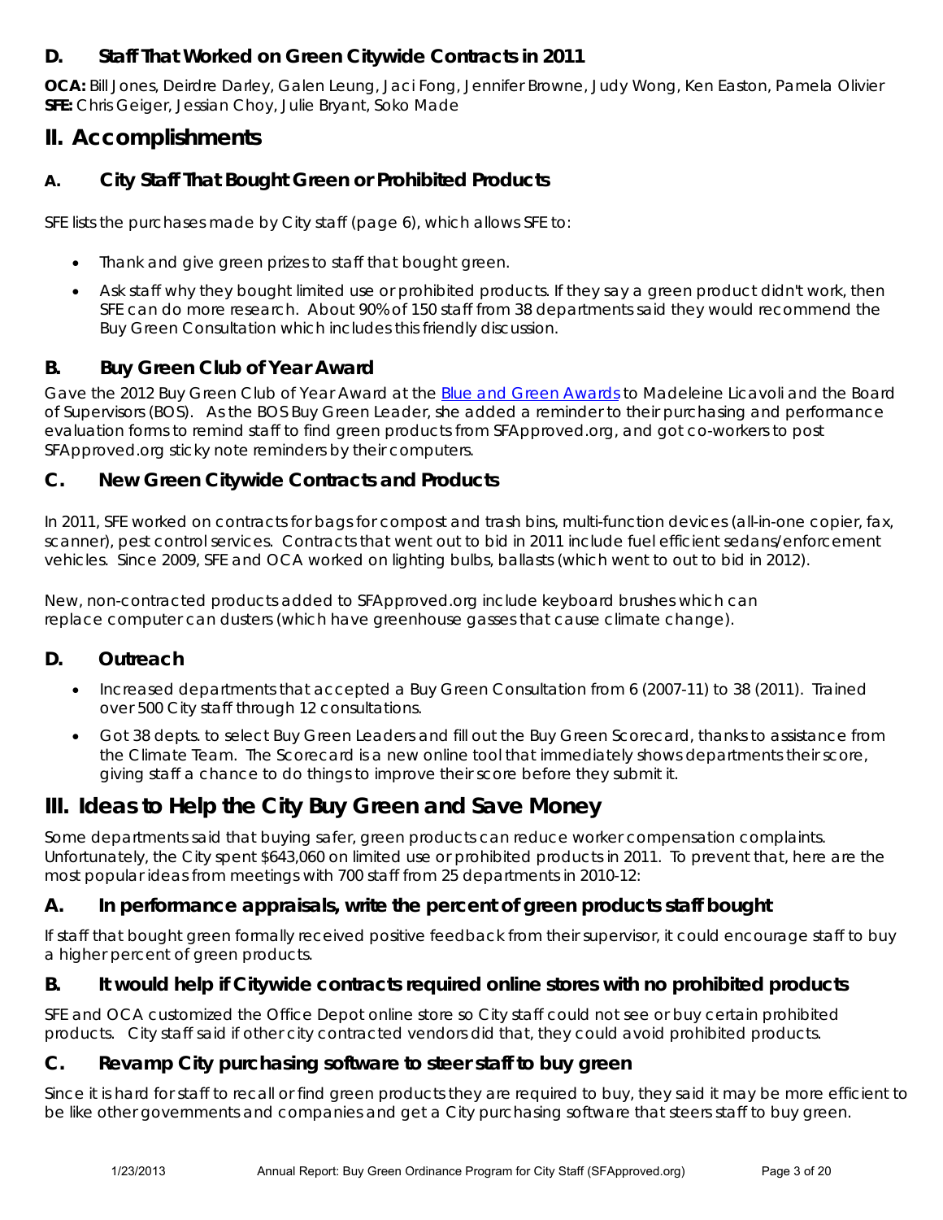### D. Staff That Worked on Green Citywide Contracts in 2011

**OCA:** Bill Jones, Deirdre Darley, Galen Leung, Jaci Fong, Jennifer Browne, Judy Wong, Ken Easton, Pamela Olivier
**SFE:** Chris Geiger, Jessian Choy, Julie Bryant, Soko Made

## II. Accomplishments

### A. City Staff That Bought Green or Prohibited Products

SFE lists the purchases made by City staff (page 6), which allows SFE to:

- Thank and give green prizes to staff that bought green.
- Ask staff why they bought limited use or prohibited products. If they say a green product didn't work, then SFE can do more research. About 90% of 150 staff from 38 departments said they would recommend the Buy Green Consultation which includes this friendly discussion.

### B. Buy Green Club of Year Award

Gave the 2012 Buy Green Club of Year Award at the Blue and Green Awards to Madeleine Licavoli and the Board of Supervisors (BOS). As the BOS Buy Green Leader, she added a reminder to their purchasing and performance evaluation forms to remind staff to find green products from SFApproved.org, and got co-workers to post SFApproved.org sticky note reminders by their computers.

### C. New Green Citywide Contracts and Products

In 2011, SFE worked on contracts for bags for compost and trash bins, multi-function devices (all-in-one copier, fax, scanner), pest control services. Contracts that went out to bid in 2011 include fuel efficient sedans/enforcement vehicles. Since 2009, SFE and OCA worked on lighting bulbs, ballasts (which went to out to bid in 2012).

New, non-contracted products added to SFApproved.org include keyboard brushes which can replace computer can dusters (which have greenhouse gasses that cause climate change).

### D. Outreach

- Increased departments that accepted a Buy Green Consultation from 6 (2007-11) to 38 (2011). Trained over 500 City staff through 12 consultations.
- Got 38 depts. to select Buy Green Leaders and fill out the Buy Green Scorecard, thanks to assistance from the Climate Team. The Scorecard is a new online tool that immediately shows departments their score, giving staff a chance to do things to improve their score before they submit it.

## III. Ideas to Help the City Buy Green and Save Money

Some departments said that buying safer, green products can reduce worker compensation complaints. Unfortunately, the City spent $643,060 on limited use or prohibited products in 2011. To prevent that, here are the most popular ideas from meetings with 700 staff from 25 departments in 2010-12:

### A. In performance appraisals, write the percent of green products staff bought

If staff that bought green formally received positive feedback from their supervisor, it could encourage staff to buy a higher percent of green products.

### B. It would help if Citywide contracts required online stores with no prohibited products

SFE and OCA customized the Office Depot online store so City staff could not see or buy certain prohibited products. City staff said if other city contracted vendors did that, they could avoid prohibited products.

### C. Revamp City purchasing software to steer staff to buy green

Since it is hard for staff to recall or find green products they are required to buy, they said it may be more efficient to be like other governments and companies and get a City purchasing software that steers staff to buy green.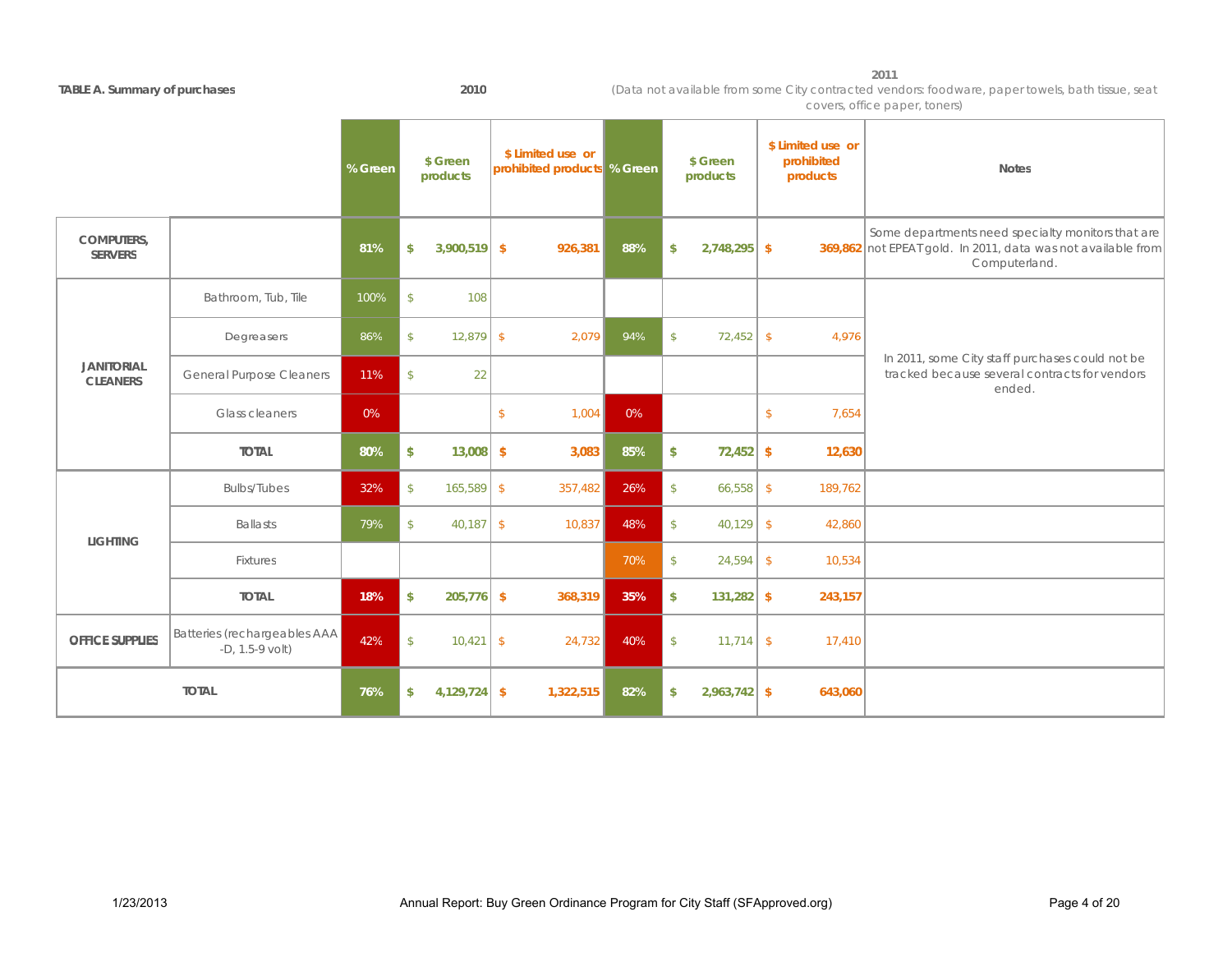**TABLE A. Summary of purchases**

| | | 2010 | | | 2011 (Data not available from some City contracted vendors: foodware, paper towels, bath tissue, seat covers, office paper, toners) | | | |
|---|---|---|---|---|---|---|---|---|
| | | % Green | $ Green products | $ Limited use or prohibited products | % Green | $ Green products | $ Limited use or prohibited products | Notes |
| **COMPUTERS, SERVERS** | | **81%** | **$ 3,900,519** | **$ 926,381** | **88%** | **$ 2,748,295** | **$ 369,862** | Some departments need specialty monitors that are not EPEAT gold. In 2011, data was not available from Computerland. |
| **JANITORIAL CLEANERS** | Bathroom, Tub, Tile | 100% | $ 108 | | | | | In 2011, some City staff purchases could not be tracked because several contracts for vendors ended. |
| | Degreasers | 86% | $ 12,879 | $ 2,079 | 94% | $ 72,452 | $ 4,976 | |
| | General Purpose Cleaners | 11% | $ 22 | | | | | |
| | Glass cleaners | 0% | | $ 1,004 | 0% | | $ 7,654 | |
| | **TOTAL** | **80%** | **$ 13,008** | **$ 3,083** | **85%** | **$ 72,452** | **$ 12,630** | |
| **LIGHTING** | Bulbs/Tubes | 32% | $ 165,589 | $ 357,482 | 26% | $ 66,558 | $ 189,762 | |
| | Ballasts | 79% | $ 40,187 | $ 10,837 | 48% | $ 40,129 | $ 42,860 | |
| | Fixtures | | | | 70% | $ 24,594 | $ 10,534 | |
| | **TOTAL** | **18%** | **$ 205,776** | **$ 368,319** | **35%** | **$ 131,282** | **$ 243,157** | |
| **OFFICE SUPPLIES** | Batteries (rechargeables AAA -D, 1.5-9 volt) | 42% | $ 10,421 | $ 24,732 | 40% | $ 11,714 | $ 17,410 | |
| **TOTAL** | | **76%** | **$ 4,129,724** | **$ 1,322,515** | **82%** | **$ 2,963,742** | **$ 643,060** | |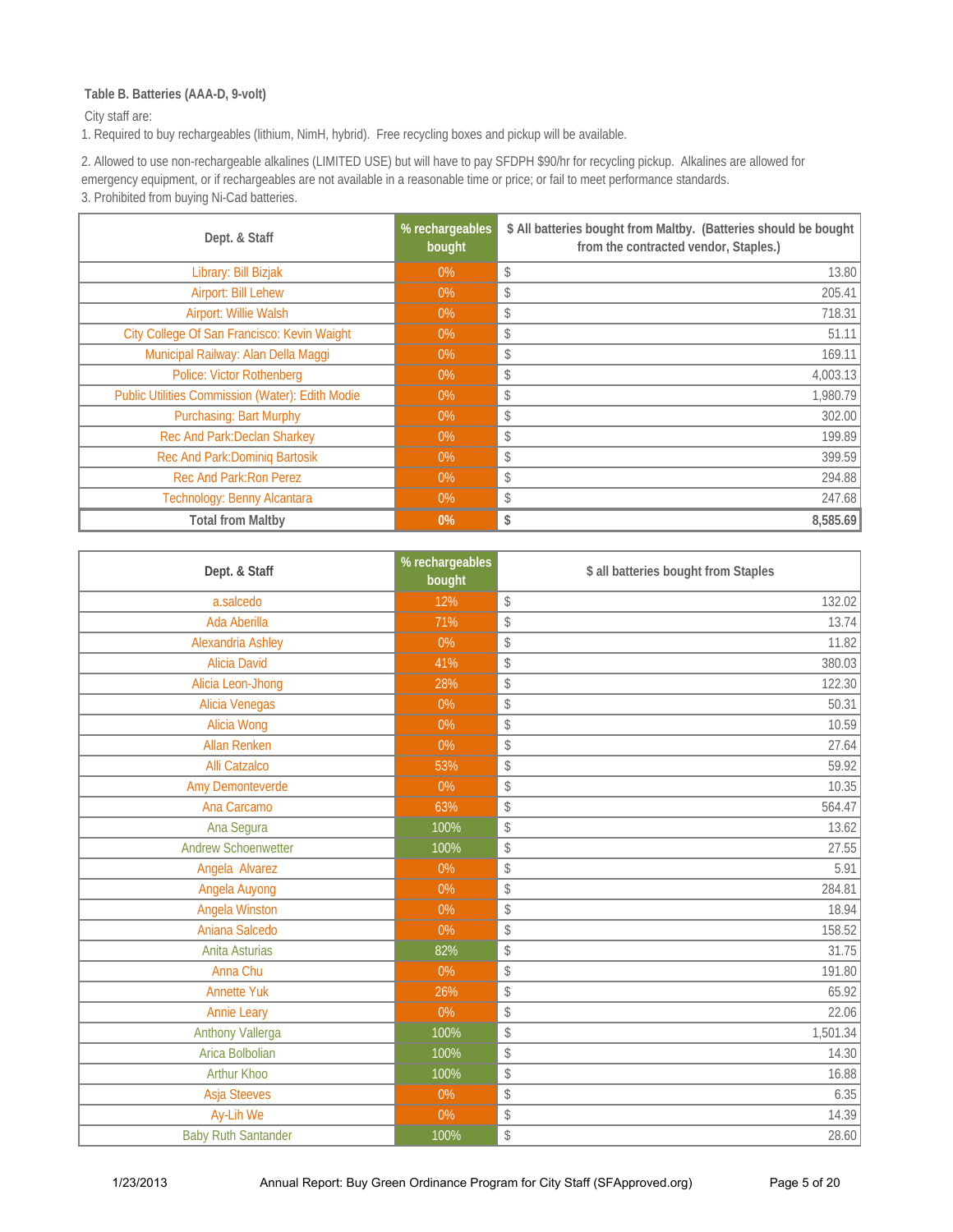**Table B. Batteries (AAA-D, 9-volt)**

City staff are:

1. Required to buy rechargeables (lithium, NimH, hybrid). Free recycling boxes and pickup will be available.
2. Allowed to use non-rechargeable alkalines (LIMITED USE) but will have to pay SFDPH $90/hr for recycling pickup. Alkalines are allowed for emergency equipment, or if rechargeables are not available in a reasonable time or price; or fail to meet performance standards.
3. Prohibited from buying Ni-Cad batteries.

| Dept. & Staff | % rechargeables bought | $ All batteries bought from Maltby. (Batteries should be bought from the contracted vendor, Staples.) |
|---|---|---|
| Library: Bill Bizjak | 0% | $ 13.80 |
| Airport: Bill Lehew | 0% | $ 205.41 |
| Airport: Willie Walsh | 0% | $ 718.31 |
| City College Of San Francisco: Kevin Waight | 0% | $ 51.11 |
| Municipal Railway: Alan Della Maggi | 0% | $ 169.11 |
| Police: Victor Rothenberg | 0% | $ 4,003.13 |
| Public Utilities Commission (Water): Edith Modie | 0% | $ 1,980.79 |
| Purchasing: Bart Murphy | 0% | $ 302.00 |
| Rec And Park:Declan Sharkey | 0% | $ 199.89 |
| Rec And Park:Dominiq Bartosik | 0% | $ 399.59 |
| Rec And Park:Ron Perez | 0% | $ 294.88 |
| Technology: Benny Alcantara | 0% | $ 247.68 |
| **Total from Maltby** | **0%** | **$ 8,585.69** |

| Dept. & Staff | % rechargeables bought | $ all batteries bought from Staples |
|---|---|---|
| a.salcedo | 12% | $ 132.02 |
| Ada Aberilla | 71% | $ 13.74 |
| Alexandria Ashley | 0% | $ 11.82 |
| Alicia David | 41% | $ 380.03 |
| Alicia Leon-Jhong | 28% | $ 122.30 |
| Alicia Venegas | 0% | $ 50.31 |
| Alicia Wong | 0% | $ 10.59 |
| Allan Renken | 0% | $ 27.64 |
| Alli Catzalco | 53% | $ 59.92 |
| Amy Demonteverde | 0% | $ 10.35 |
| Ana Carcamo | 63% | $ 564.47 |
| Ana Segura | 100% | $ 13.62 |
| Andrew Schoenwetter | 100% | $ 27.55 |
| Angela Alvarez | 0% | $ 5.91 |
| Angela Auyong | 0% | $ 284.81 |
| Angela Winston | 0% | $ 18.94 |
| Aniana Salcedo | 0% | $ 158.52 |
| Anita Asturias | 82% | $ 31.75 |
| Anna Chu | 0% | $ 191.80 |
| Annette Yuk | 26% | $ 65.92 |
| Annie Leary | 0% | $ 22.06 |
| Anthony Vallerga | 100% | $ 1,501.34 |
| Arica Bolbolian | 100% | $ 14.30 |
| Arthur Khoo | 100% | $ 16.88 |
| Asja Steeves | 0% | $ 6.35 |
| Ay-Lih We | 0% | $ 14.39 |
| Baby Ruth Santander | 100% | $ 28.60 |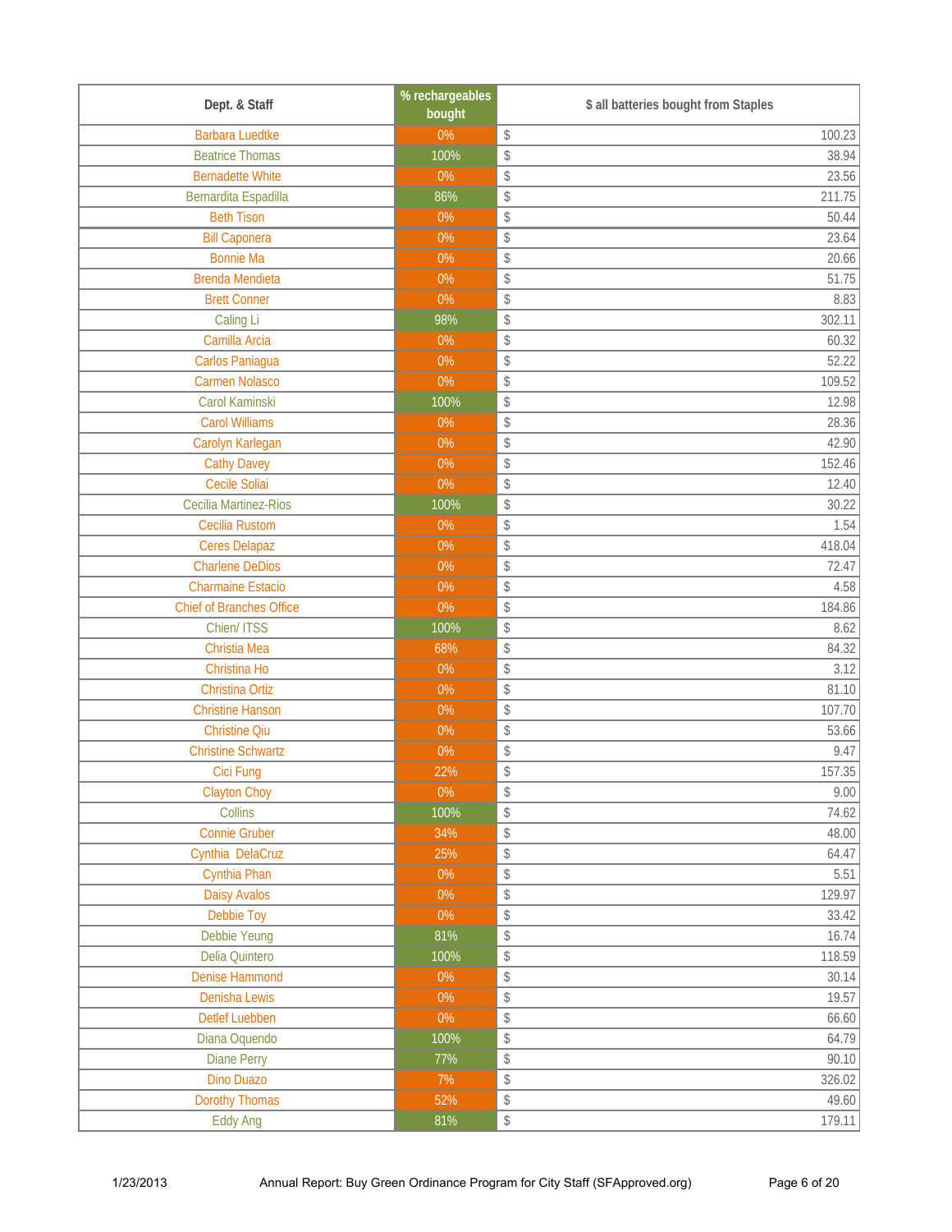| Dept. & Staff | % rechargeables bought | $ all batteries bought from Staples |
|---|---|---|
| Barbara Luedtke | 0% | $ 100.23 |
| Beatrice Thomas | 100% | $ 38.94 |
| Bernadette White | 0% | $ 23.56 |
| Bernardita Espadilla | 86% | $ 211.75 |
| Beth Tison | 0% | $ 50.44 |
| Bill Caponera | 0% | $ 23.64 |
| Bonnie Ma | 0% | $ 20.66 |
| Brenda Mendieta | 0% | $ 51.75 |
| Brett Conner | 0% | $ 8.83 |
| Caling Li | 98% | $ 302.11 |
| Camilla Arcia | 0% | $ 60.32 |
| Carlos Paniagua | 0% | $ 52.22 |
| Carmen Nolasco | 0% | $ 109.52 |
| Carol Kaminski | 100% | $ 12.98 |
| Carol Williams | 0% | $ 28.36 |
| Carolyn Karlegan | 0% | $ 42.90 |
| Cathy Davey | 0% | $ 152.46 |
| Cecile Soliai | 0% | $ 12.40 |
| Cecilia Martinez-Rios | 100% | $ 30.22 |
| Cecilia Rustom | 0% | $ 1.54 |
| Ceres Delapaz | 0% | $ 418.04 |
| Charlene DeDios | 0% | $ 72.47 |
| Charmaine Estacio | 0% | $ 4.58 |
| Chief of Branches Office | 0% | $ 184.86 |
| Chien/ ITSS | 100% | $ 8.62 |
| Christia Mea | 68% | $ 84.32 |
| Christina Ho | 0% | $ 3.12 |
| Christina Ortiz | 0% | $ 81.10 |
| Christine Hanson | 0% | $ 107.70 |
| Christine Qiu | 0% | $ 53.66 |
| Christine Schwartz | 0% | $ 9.47 |
| Cici Fung | 22% | $ 157.35 |
| Clayton Choy | 0% | $ 9.00 |
| Collins | 100% | $ 74.62 |
| Connie Gruber | 34% | $ 48.00 |
| Cynthia DelaCruz | 25% | $ 64.47 |
| Cynthia Phan | 0% | $ 5.51 |
| Daisy Avalos | 0% | $ 129.97 |
| Debbie Toy | 0% | $ 33.42 |
| Debbie Yeung | 81% | $ 16.74 |
| Delia Quintero | 100% | $ 118.59 |
| Denise Hammond | 0% | $ 30.14 |
| Denisha Lewis | 0% | $ 19.57 |
| Detlef Luebben | 0% | $ 66.60 |
| Diana Oquendo | 100% | $ 64.79 |
| Diane Perry | 77% | $ 90.10 |
| Dino Duazo | 7% | $ 326.02 |
| Dorothy Thomas | 52% | $ 49.60 |
| Eddy Ang | 81% | $ 179.11 |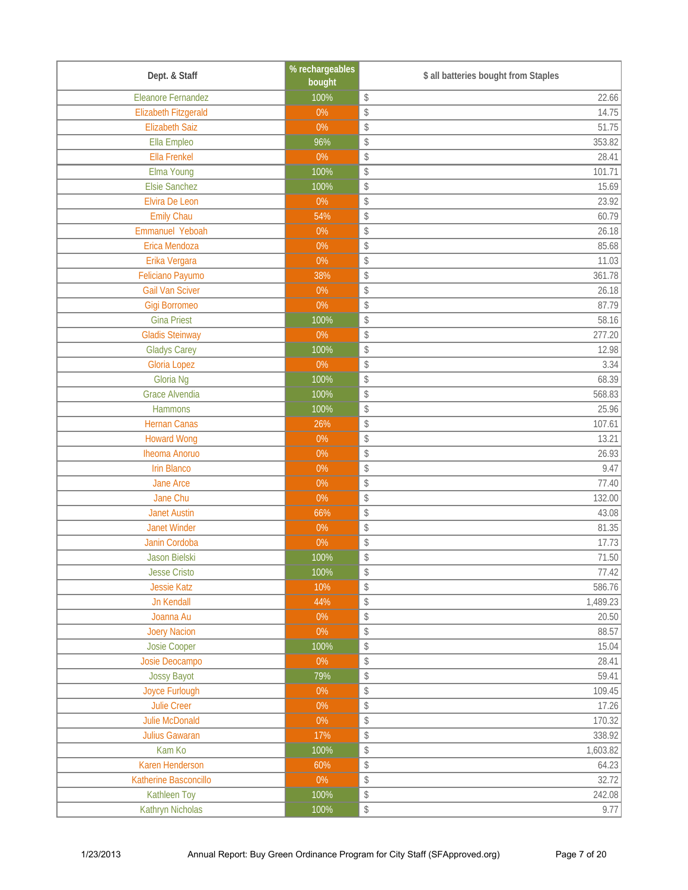| Dept. & Staff | % rechargeables bought | $ all batteries bought from Staples |
| --- | --- | --- |
| Eleanore Fernandez | 100% | $ 22.66 |
| Elizabeth Fitzgerald | 0% | $ 14.75 |
| Elizabeth Saiz | 0% | $ 51.75 |
| Ella Empleo | 96% | $ 353.82 |
| Ella Frenkel | 0% | $ 28.41 |
| Elma Young | 100% | $ 101.71 |
| Elsie Sanchez | 100% | $ 15.69 |
| Elvira De Leon | 0% | $ 23.92 |
| Emily Chau | 54% | $ 60.79 |
| Emmanuel Yeboah | 0% | $ 26.18 |
| Erica Mendoza | 0% | $ 85.68 |
| Erika Vergara | 0% | $ 11.03 |
| Feliciano Payumo | 38% | $ 361.78 |
| Gail Van Sciver | 0% | $ 26.18 |
| Gigi Borromeo | 0% | $ 87.79 |
| Gina Priest | 100% | $ 58.16 |
| Gladis Steinway | 0% | $ 277.20 |
| Gladys Carey | 100% | $ 12.98 |
| Gloria Lopez | 0% | $ 3.34 |
| Gloria Ng | 100% | $ 68.39 |
| Grace Alvendia | 100% | $ 568.83 |
| Hammons | 100% | $ 25.96 |
| Hernan Canas | 26% | $ 107.61 |
| Howard Wong | 0% | $ 13.21 |
| Iheoma Anoruo | 0% | $ 26.93 |
| Irin Blanco | 0% | $ 9.47 |
| Jane Arce | 0% | $ 77.40 |
| Jane Chu | 0% | $ 132.00 |
| Janet Austin | 66% | $ 43.08 |
| Janet Winder | 0% | $ 81.35 |
| Janin Cordoba | 0% | $ 17.73 |
| Jason Bielski | 100% | $ 71.50 |
| Jesse Cristo | 100% | $ 77.42 |
| Jessie Katz | 10% | $ 586.76 |
| Jn Kendall | 44% | $ 1,489.23 |
| Joanna Au | 0% | $ 20.50 |
| Joery Nacion | 0% | $ 88.57 |
| Josie Cooper | 100% | $ 15.04 |
| Josie Deocampo | 0% | $ 28.41 |
| Jossy Bayot | 79% | $ 59.41 |
| Joyce Furlough | 0% | $ 109.45 |
| Julie Creer | 0% | $ 17.26 |
| Julie McDonald | 0% | $ 170.32 |
| Julius Gawaran | 17% | $ 338.92 |
| Kam Ko | 100% | $ 1,603.82 |
| Karen Henderson | 60% | $ 64.23 |
| Katherine Basconcillo | 0% | $ 32.72 |
| Kathleen Toy | 100% | $ 242.08 |
| Kathryn Nicholas | 100% | $ 9.77 |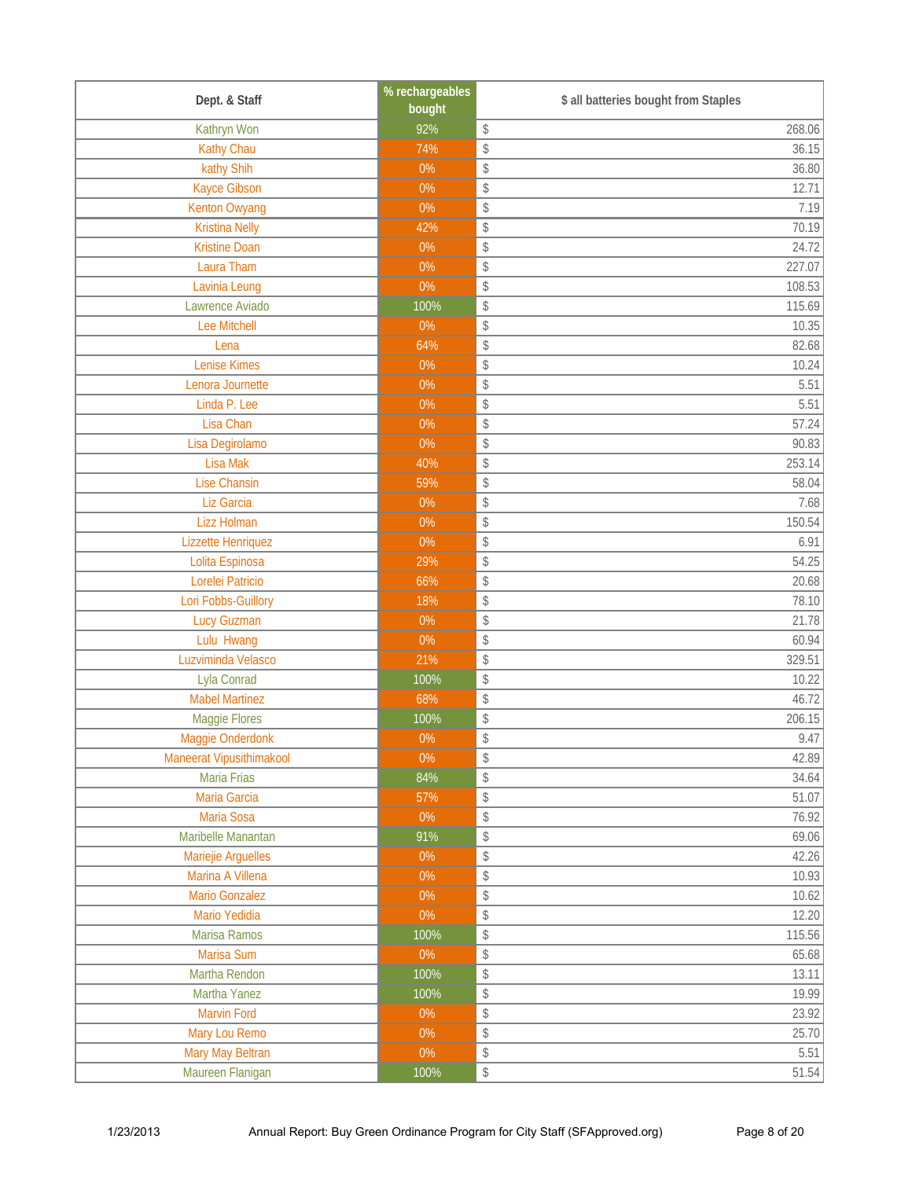| Dept. & Staff | % rechargeables bought | $ all batteries bought from Staples |
|---|---|---|
| Kathryn Won | 92% | $ 268.06 |
| Kathy Chau | 74% | $ 36.15 |
| kathy Shih | 0% | $ 36.80 |
| Kayce Gibson | 0% | $ 12.71 |
| Kenton Owyang | 0% | $ 7.19 |
| Kristina Nelly | 42% | $ 70.19 |
| Kristine Doan | 0% | $ 24.72 |
| Laura Tham | 0% | $ 227.07 |
| Lavinia Leung | 0% | $ 108.53 |
| Lawrence Aviado | 100% | $ 115.69 |
| Lee Mitchell | 0% | $ 10.35 |
| Lena | 64% | $ 82.68 |
| Lenise Kimes | 0% | $ 10.24 |
| Lenora Journette | 0% | $ 5.51 |
| Linda P. Lee | 0% | $ 5.51 |
| Lisa Chan | 0% | $ 57.24 |
| Lisa Degirolamo | 0% | $ 90.83 |
| Lisa Mak | 40% | $ 253.14 |
| Lise Chansin | 59% | $ 58.04 |
| Liz Garcia | 0% | $ 7.68 |
| Lizz Holman | 0% | $ 150.54 |
| Lizzette Henriquez | 0% | $ 6.91 |
| Lolita Espinosa | 29% | $ 54.25 |
| Lorelei Patricio | 66% | $ 20.68 |
| Lori Fobbs-Guillory | 18% | $ 78.10 |
| Lucy Guzman | 0% | $ 21.78 |
| Lulu Hwang | 0% | $ 60.94 |
| Luzviminda Velasco | 21% | $ 329.51 |
| Lyla Conrad | 100% | $ 10.22 |
| Mabel Martinez | 68% | $ 46.72 |
| Maggie Flores | 100% | $ 206.15 |
| Maggie Onderdonk | 0% | $ 9.47 |
| Maneerat Vipusithimakool | 0% | $ 42.89 |
| Maria Frias | 84% | $ 34.64 |
| Maria Garcia | 57% | $ 51.07 |
| Maria Sosa | 0% | $ 76.92 |
| Maribelle Manantan | 91% | $ 69.06 |
| Mariejie Arguelles | 0% | $ 42.26 |
| Marina A Villena | 0% | $ 10.93 |
| Mario Gonzalez | 0% | $ 10.62 |
| Mario Yedidia | 0% | $ 12.20 |
| Marisa Ramos | 100% | $ 115.56 |
| Marisa Sum | 0% | $ 65.68 |
| Martha Rendon | 100% | $ 13.11 |
| Martha Yanez | 100% | $ 19.99 |
| Marvin Ford | 0% | $ 23.92 |
| Mary Lou Remo | 0% | $ 25.70 |
| Mary May Beltran | 0% | $ 5.51 |
| Maureen Flanigan | 100% | $ 51.54 |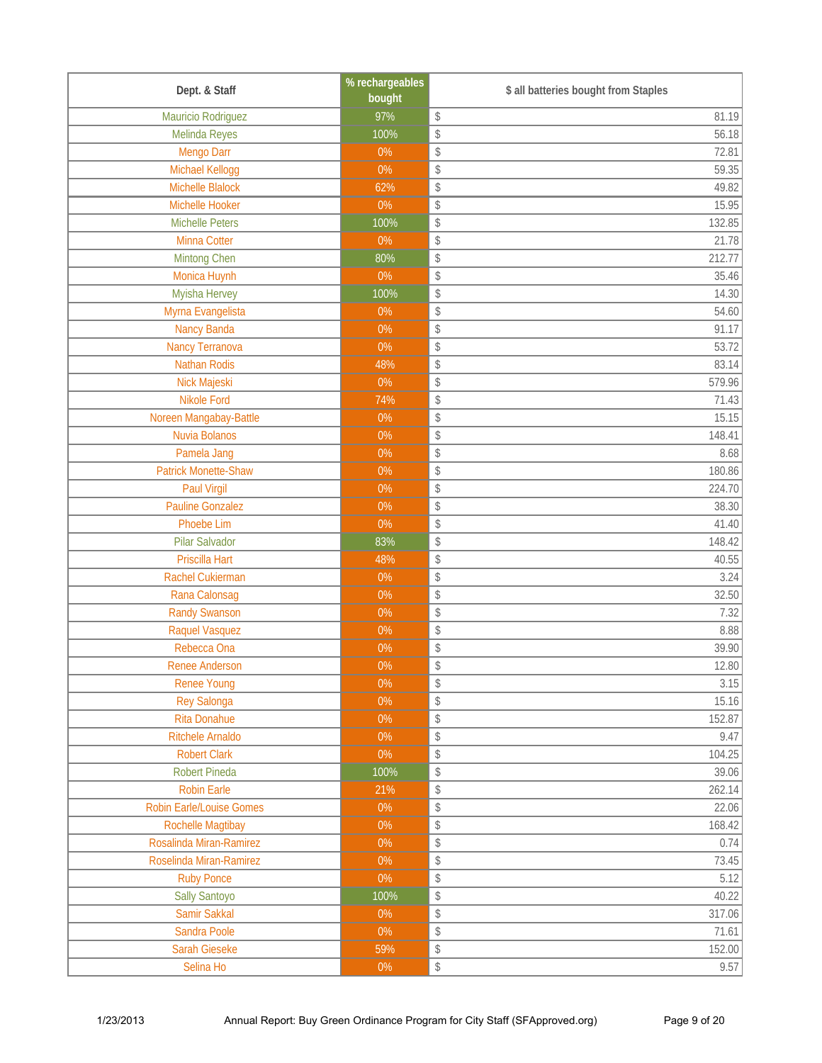| Dept. & Staff | % rechargeables bought | $ all batteries bought from Staples |
|---|---|---|
| Mauricio Rodriguez | 97% | $ 81.19 |
| Melinda Reyes | 100% | $ 56.18 |
| Mengo Darr | 0% | $ 72.81 |
| Michael Kellogg | 0% | $ 59.35 |
| Michelle Blalock | 62% | $ 49.82 |
| Michelle Hooker | 0% | $ 15.95 |
| Michelle Peters | 100% | $ 132.85 |
| Minna Cotter | 0% | $ 21.78 |
| Mintong Chen | 80% | $ 212.77 |
| Monica Huynh | 0% | $ 35.46 |
| Myisha Hervey | 100% | $ 14.30 |
| Myrna Evangelista | 0% | $ 54.60 |
| Nancy Banda | 0% | $ 91.17 |
| Nancy Terranova | 0% | $ 53.72 |
| Nathan Rodis | 48% | $ 83.14 |
| Nick Majeski | 0% | $ 579.96 |
| Nikole Ford | 74% | $ 71.43 |
| Noreen Mangabay-Battle | 0% | $ 15.15 |
| Nuvia Bolanos | 0% | $ 148.41 |
| Pamela Jang | 0% | $ 8.68 |
| Patrick Monette-Shaw | 0% | $ 180.86 |
| Paul Virgil | 0% | $ 224.70 |
| Pauline Gonzalez | 0% | $ 38.30 |
| Phoebe Lim | 0% | $ 41.40 |
| Pilar Salvador | 83% | $ 148.42 |
| Priscilla Hart | 48% | $ 40.55 |
| Rachel Cukierman | 0% | $ 3.24 |
| Rana Calonsag | 0% | $ 32.50 |
| Randy Swanson | 0% | $ 7.32 |
| Raquel Vasquez | 0% | $ 8.88 |
| Rebecca Ona | 0% | $ 39.90 |
| Renee Anderson | 0% | $ 12.80 |
| Renee Young | 0% | $ 3.15 |
| Rey Salonga | 0% | $ 15.16 |
| Rita Donahue | 0% | $ 152.87 |
| Ritchele Arnaldo | 0% | $ 9.47 |
| Robert Clark | 0% | $ 104.25 |
| Robert Pineda | 100% | $ 39.06 |
| Robin Earle | 21% | $ 262.14 |
| Robin Earle/Louise Gomes | 0% | $ 22.06 |
| Rochelle Magtibay | 0% | $ 168.42 |
| Rosalinda Miran-Ramirez | 0% | $ 0.74 |
| Roselinda Miran-Ramirez | 0% | $ 73.45 |
| Ruby Ponce | 0% | $ 5.12 |
| Sally Santoyo | 100% | $ 40.22 |
| Samir Sakkal | 0% | $ 317.06 |
| Sandra Poole | 0% | $ 71.61 |
| Sarah Gieseke | 59% | $ 152.00 |
| Selina Ho | 0% | $ 9.57 |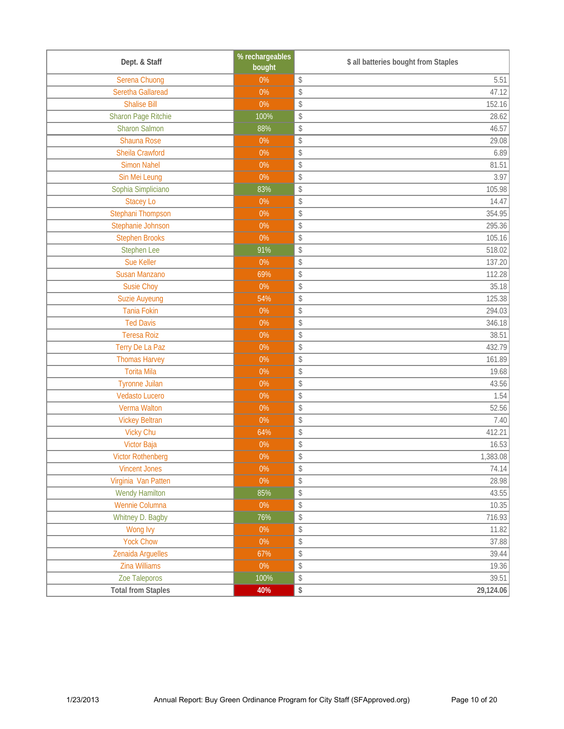| Dept. & Staff | % rechargeables bought | $ all batteries bought from Staples |
|---|---|---|
| Serena Chuong | 0% | $ 5.51 |
| Seretha Gallaread | 0% | $ 47.12 |
| Shalise Bill | 0% | $ 152.16 |
| Sharon Page Ritchie | 100% | $ 28.62 |
| Sharon Salmon | 88% | $ 46.57 |
| Shauna Rose | 0% | $ 29.08 |
| Sheila Crawford | 0% | $ 6.89 |
| Simon Nahel | 0% | $ 81.51 |
| Sin Mei Leung | 0% | $ 3.97 |
| Sophia Simpliciano | 83% | $ 105.98 |
| Stacey Lo | 0% | $ 14.47 |
| Stephani Thompson | 0% | $ 354.95 |
| Stephanie Johnson | 0% | $ 295.36 |
| Stephen Brooks | 0% | $ 105.16 |
| Stephen Lee | 91% | $ 518.02 |
| Sue Keller | 0% | $ 137.20 |
| Susan Manzano | 69% | $ 112.28 |
| Susie Choy | 0% | $ 35.18 |
| Suzie Auyeung | 54% | $ 125.38 |
| Tania Fokin | 0% | $ 294.03 |
| Ted Davis | 0% | $ 346.18 |
| Teresa Roiz | 0% | $ 38.51 |
| Terry De La Paz | 0% | $ 432.79 |
| Thomas Harvey | 0% | $ 161.89 |
| Torita Mila | 0% | $ 19.68 |
| Tyronne Juilan | 0% | $ 43.56 |
| Vedasto Lucero | 0% | $ 1.54 |
| Verma Walton | 0% | $ 52.56 |
| Vickey Beltran | 0% | $ 7.40 |
| Vicky Chu | 64% | $ 412.21 |
| Victor Baja | 0% | $ 16.53 |
| Victor Rothenberg | 0% | $ 1,383.08 |
| Vincent Jones | 0% | $ 74.14 |
| Virginia Van Patten | 0% | $ 28.98 |
| Wendy Hamilton | 85% | $ 43.55 |
| Wennie Columna | 0% | $ 10.35 |
| Whitney D. Bagby | 76% | $ 716.93 |
| Wong Ivy | 0% | $ 11.82 |
| Yock Chow | 0% | $ 37.88 |
| Zenaida Arguelles | 67% | $ 39.44 |
| Zina Williams | 0% | $ 19.36 |
| Zoe Taleporos | 100% | $ 39.51 |
| **Total from Staples** | **40%** | **$ 29,124.06** |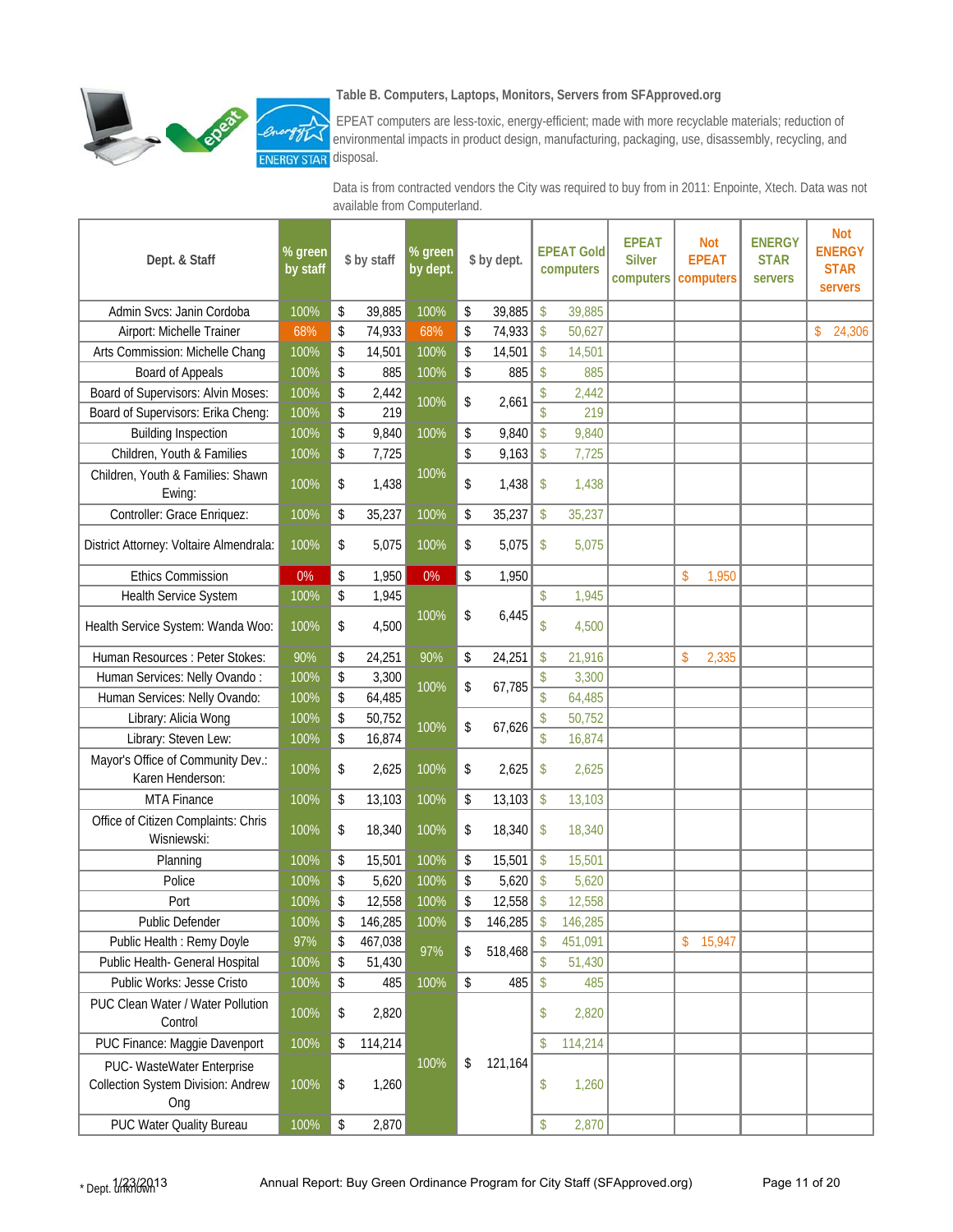**Table B. Computers, Laptops, Monitors, Servers from SFApproved.org**

EPEAT computers are less-toxic, energy-efficient; made with more recyclable materials; reduction of environmental impacts in product design, manufacturing, packaging, use, disassembly, recycling, and disposal.

Data is from contracted vendors the City was required to buy from in 2011: Enpointe, Xtech. Data was not available from Computerland.

| Dept. & Staff | % green by staff | $ by staff | % green by dept. | $ by dept. | EPEAT Gold computers | EPEAT Silver computers | Not EPEAT computers | ENERGY STAR servers | Not ENERGY STAR servers |
|---|---|---|---|---|---|---|---|---|---|
| Admin Svcs: Janin Cordoba | 100% | $ 39,885 | 100% | $ 39,885 | $ 39,885 | | | | |
| Airport: Michelle Trainer | 68% | $ 74,933 | 68% | $ 74,933 | $ 50,627 | | | | $ 24,306 |
| Arts Commission: Michelle Chang | 100% | $ 14,501 | 100% | $ 14,501 | $ 14,501 | | | | |
| Board of Appeals | 100% | $ 885 | 100% | $ 885 | $ 885 | | | | |
| Board of Supervisors: Alvin Moses: | 100% | $ 2,442 | 100% | $ 2,661 | $ 2,442 | | | | |
| Board of Supervisors: Erika Cheng: | 100% | $ 219 | | | $ 219 | | | | |
| Building Inspection | 100% | $ 9,840 | 100% | $ 9,840 | $ 9,840 | | | | |
| Children, Youth & Families | 100% | $ 7,725 | 100% | $ 9,163 | $ 7,725 | | | | |
| Children, Youth & Families: Shawn Ewing: | 100% | $ 1,438 | | $ 1,438 | $ 1,438 | | | | |
| Controller: Grace Enriquez: | 100% | $ 35,237 | 100% | $ 35,237 | $ 35,237 | | | | |
| District Attorney: Voltaire Almendrala: | 100% | $ 5,075 | 100% | $ 5,075 | $ 5,075 | | | | |
| Ethics Commission | 0% | $ 1,950 | 0% | $ 1,950 | | | $ 1,950 | | |
| Health Service System | 100% | $ 1,945 | 100% | $ 6,445 | $ 1,945 | | | | |
| Health Service System: Wanda Woo: | 100% | $ 4,500 | | | $ 4,500 | | | | |
| Human Resources : Peter Stokes: | 90% | $ 24,251 | 90% | $ 24,251 | $ 21,916 | | $ 2,335 | | |
| Human Services: Nelly Ovando : | 100% | $ 3,300 | 100% | $ 67,785 | $ 3,300 | | | | |
| Human Services: Nelly Ovando: | 100% | $ 64,485 | | | $ 64,485 | | | | |
| Library: Alicia Wong | 100% | $ 50,752 | 100% | $ 67,626 | $ 50,752 | | | | |
| Library: Steven Lew: | 100% | $ 16,874 | | | $ 16,874 | | | | |
| Mayor's Office of Community Dev.: Karen Henderson: | 100% | $ 2,625 | 100% | $ 2,625 | $ 2,625 | | | | |
| MTA Finance | 100% | $ 13,103 | 100% | $ 13,103 | $ 13,103 | | | | |
| Office of Citizen Complaints: Chris Wisniewski: | 100% | $ 18,340 | 100% | $ 18,340 | $ 18,340 | | | | |
| Planning | 100% | $ 15,501 | 100% | $ 15,501 | $ 15,501 | | | | |
| Police | 100% | $ 5,620 | 100% | $ 5,620 | $ 5,620 | | | | |
| Port | 100% | $ 12,558 | 100% | $ 12,558 | $ 12,558 | | | | |
| Public Defender | 100% | $ 146,285 | 100% | $ 146,285 | $ 146,285 | | | | |
| Public Health : Remy Doyle | 97% | $ 467,038 | 97% | $ 518,468 | $ 451,091 | | $ 15,947 | | |
| Public Health- General Hospital | 100% | $ 51,430 | | | $ 51,430 | | | | |
| Public Works: Jesse Cristo | 100% | $ 485 | 100% | $ 485 | $ 485 | | | | |
| PUC Clean Water / Water Pollution Control | 100% | $ 2,820 | 100% | $ 121,164 | $ 2,820 | | | | |
| PUC Finance: Maggie Davenport | 100% | $ 114,214 | | | $ 114,214 | | | | |
| PUC- WasteWater Enterprise Collection System Division: Andrew Ong | 100% | $ 1,260 | | | $ 1,260 | | | | |
| PUC Water Quality Bureau | 100% | $ 2,870 | | | $ 2,870 | | | | |

* Dept. unknown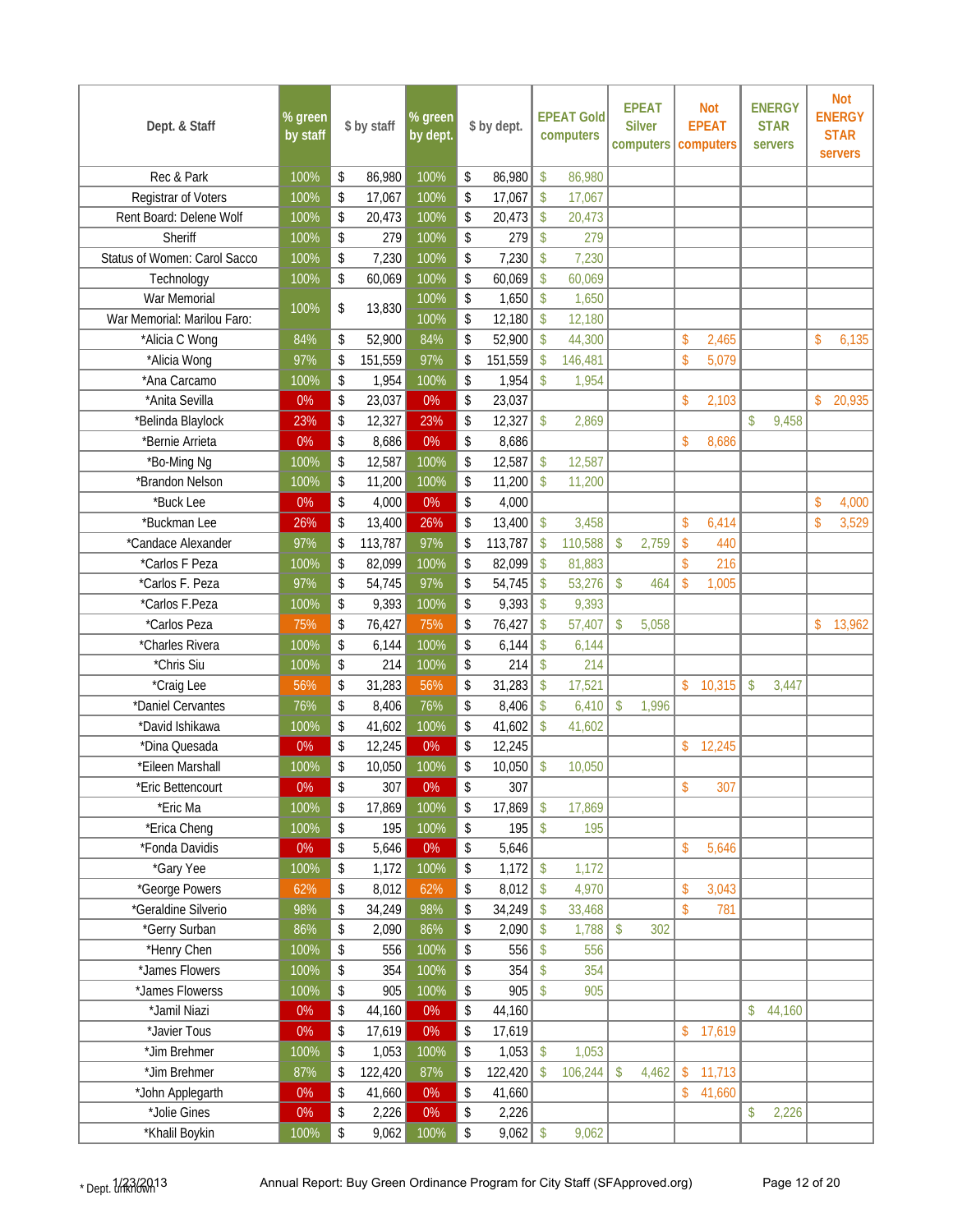| Dept. & Staff | % green by staff | $ by staff | % green by dept. | $ by dept. | EPEAT Gold computers | EPEAT Silver computers | Not EPEAT computers | ENERGY STAR servers | Not ENERGY STAR servers |
|---|---|---|---|---|---|---|---|---|---|
| Rec & Park | 100% | $ 86,980 | 100% | $ 86,980 | $ 86,980 | | | | |
| Registrar of Voters | 100% | $ 17,067 | 100% | $ 17,067 | $ 17,067 | | | | |
| Rent Board: Delene Wolf | 100% | $ 20,473 | 100% | $ 20,473 | $ 20,473 | | | | |
| Sheriff | 100% | $ 279 | 100% | $ 279 | $ 279 | | | | |
| Status of Women: Carol Sacco | 100% | $ 7,230 | 100% | $ 7,230 | $ 7,230 | | | | |
| Technology | 100% | $ 60,069 | 100% | $ 60,069 | $ 60,069 | | | | |
| War Memorial | 100% | $ 13,830 | 100% | $ 1,650 | $ 1,650 | | | | |
| War Memorial: Marilou Faro: | | | 100% | $ 12,180 | $ 12,180 | | | | |
| *Alicia C Wong | 84% | $ 52,900 | 84% | $ 52,900 | $ 44,300 | | $ 2,465 | | $ 6,135 |
| *Alicia Wong | 97% | $ 151,559 | 97% | $ 151,559 | $ 146,481 | | $ 5,079 | | |
| *Ana Carcamo | 100% | $ 1,954 | 100% | $ 1,954 | $ 1,954 | | | | |
| *Anita Sevilla | 0% | $ 23,037 | 0% | $ 23,037 | | | $ 2,103 | | $ 20,935 |
| *Belinda Blaylock | 23% | $ 12,327 | 23% | $ 12,327 | $ 2,869 | | | $ 9,458 | |
| *Bernie Arrieta | 0% | $ 8,686 | 0% | $ 8,686 | | | $ 8,686 | | |
| *Bo-Ming Ng | 100% | $ 12,587 | 100% | $ 12,587 | $ 12,587 | | | | |
| *Brandon Nelson | 100% | $ 11,200 | 100% | $ 11,200 | $ 11,200 | | | | |
| *Buck Lee | 0% | $ 4,000 | 0% | $ 4,000 | | | | | $ 4,000 |
| *Buckman Lee | 26% | $ 13,400 | 26% | $ 13,400 | $ 3,458 | | $ 6,414 | | $ 3,529 |
| *Candace Alexander | 97% | $ 113,787 | 97% | $ 113,787 | $ 110,588 | $ 2,759 | $ 440 | | |
| *Carlos F Peza | 100% | $ 82,099 | 100% | $ 82,099 | $ 81,883 | | $ 216 | | |
| *Carlos F. Peza | 97% | $ 54,745 | 97% | $ 54,745 | $ 53,276 | $ 464 | $ 1,005 | | |
| *Carlos F.Peza | 100% | $ 9,393 | 100% | $ 9,393 | $ 9,393 | | | | |
| *Carlos Peza | 75% | $ 76,427 | 75% | $ 76,427 | $ 57,407 | $ 5,058 | | | $ 13,962 |
| *Charles Rivera | 100% | $ 6,144 | 100% | $ 6,144 | $ 6,144 | | | | |
| *Chris Siu | 100% | $ 214 | 100% | $ 214 | $ 214 | | | | |
| *Craig Lee | 56% | $ 31,283 | 56% | $ 31,283 | $ 17,521 | | $ 10,315 | $ 3,447 | |
| *Daniel Cervantes | 76% | $ 8,406 | 76% | $ 8,406 | $ 6,410 | $ 1,996 | | | |
| *David Ishikawa | 100% | $ 41,602 | 100% | $ 41,602 | $ 41,602 | | | | |
| *Dina Quesada | 0% | $ 12,245 | 0% | $ 12,245 | | | $ 12,245 | | |
| *Eileen Marshall | 100% | $ 10,050 | 100% | $ 10,050 | $ 10,050 | | | | |
| *Eric Bettencourt | 0% | $ 307 | 0% | $ 307 | | | $ 307 | | |
| *Eric Ma | 100% | $ 17,869 | 100% | $ 17,869 | $ 17,869 | | | | |
| *Erica Cheng | 100% | $ 195 | 100% | $ 195 | $ 195 | | | | |
| *Fonda Davidis | 0% | $ 5,646 | 0% | $ 5,646 | | | $ 5,646 | | |
| *Gary Yee | 100% | $ 1,172 | 100% | $ 1,172 | $ 1,172 | | | | |
| *George Powers | 62% | $ 8,012 | 62% | $ 8,012 | $ 4,970 | | $ 3,043 | | |
| *Geraldine Silverio | 98% | $ 34,249 | 98% | $ 34,249 | $ 33,468 | | $ 781 | | |
| *Gerry Surban | 86% | $ 2,090 | 86% | $ 2,090 | $ 1,788 | $ 302 | | | |
| *Henry Chen | 100% | $ 556 | 100% | $ 556 | $ 556 | | | | |
| *James Flowers | 100% | $ 354 | 100% | $ 354 | $ 354 | | | | |
| *James Flowerss | 100% | $ 905 | 100% | $ 905 | $ 905 | | | | |
| *Jamil Niazi | 0% | $ 44,160 | 0% | $ 44,160 | | | | $ 44,160 | |
| *Javier Tous | 0% | $ 17,619 | 0% | $ 17,619 | | | $ 17,619 | | |
| *Jim Brehmer | 100% | $ 1,053 | 100% | $ 1,053 | $ 1,053 | | | | |
| *Jim Brehmer | 87% | $ 122,420 | 87% | $ 122,420 | $ 106,244 | $ 4,462 | $ 11,713 | | |
| *John Applegarth | 0% | $ 41,660 | 0% | $ 41,660 | | | $ 41,660 | | |
| *Jolie Gines | 0% | $ 2,226 | 0% | $ 2,226 | | | | $ 2,226 | |
| *Khalil Boykin | 100% | $ 9,062 | 100% | $ 9,062 | $ 9,062 | | | | |

\* Dept. unknown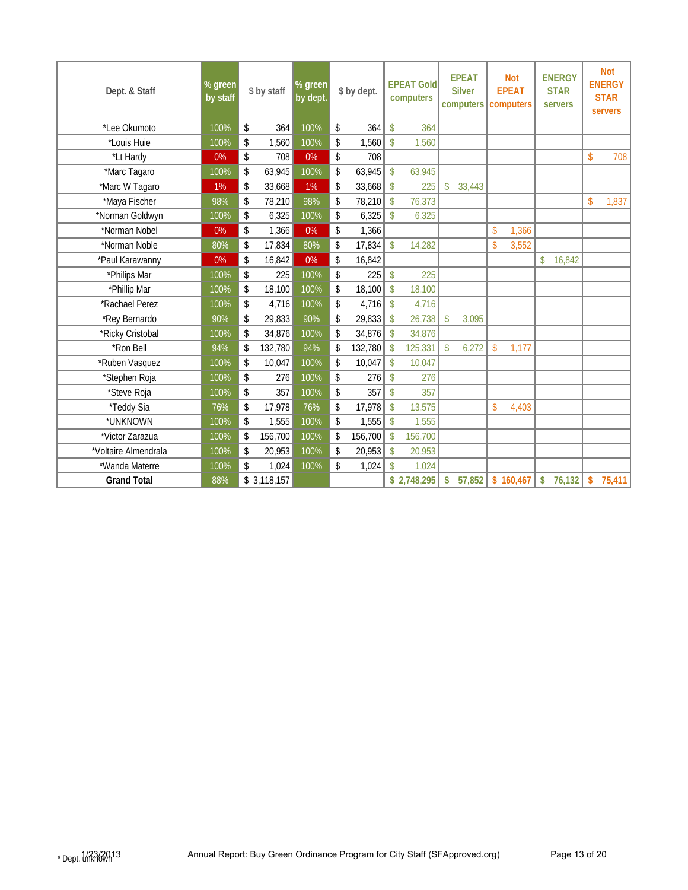| Dept. & Staff | % green by staff | $ by staff | % green by dept. | $ by dept. | EPEAT Gold computers | EPEAT Silver computers | Not EPEAT computers | ENERGY STAR servers | Not ENERGY STAR servers |
|---|---|---|---|---|---|---|---|---|---|
| *Lee Okumoto | 100% | $ 364 | 100% | $ 364 | $ 364 | | | | |
| *Louis Huie | 100% | $ 1,560 | 100% | $ 1,560 | $ 1,560 | | | | |
| *Lt Hardy | 0% | $ 708 | 0% | $ 708 | | | | | $ 708 |
| *Marc Tagaro | 100% | $ 63,945 | 100% | $ 63,945 | $ 63,945 | | | | |
| *Marc W Tagaro | 1% | $ 33,668 | 1% | $ 33,668 | $ 225 | $ 33,443 | | | |
| *Maya Fischer | 98% | $ 78,210 | 98% | $ 78,210 | $ 76,373 | | | | $ 1,837 |
| *Norman Goldwyn | 100% | $ 6,325 | 100% | $ 6,325 | $ 6,325 | | | | |
| *Norman Nobel | 0% | $ 1,366 | 0% | $ 1,366 | | | $ 1,366 | | |
| *Norman Noble | 80% | $ 17,834 | 80% | $ 17,834 | $ 14,282 | | $ 3,552 | | |
| *Paul Karawanny | 0% | $ 16,842 | 0% | $ 16,842 | | | | $ 16,842 | |
| *Philips Mar | 100% | $ 225 | 100% | $ 225 | $ 225 | | | | |
| *Phillip Mar | 100% | $ 18,100 | 100% | $ 18,100 | $ 18,100 | | | | |
| *Rachael Perez | 100% | $ 4,716 | 100% | $ 4,716 | $ 4,716 | | | | |
| *Rey Bernardo | 90% | $ 29,833 | 90% | $ 29,833 | $ 26,738 | $ 3,095 | | | |
| *Ricky Cristobal | 100% | $ 34,876 | 100% | $ 34,876 | $ 34,876 | | | | |
| *Ron Bell | 94% | $ 132,780 | 94% | $ 132,780 | $ 125,331 | $ 6,272 | $ 1,177 | | |
| *Ruben Vasquez | 100% | $ 10,047 | 100% | $ 10,047 | $ 10,047 | | | | |
| *Stephen Roja | 100% | $ 276 | 100% | $ 276 | $ 276 | | | | |
| *Steve Roja | 100% | $ 357 | 100% | $ 357 | $ 357 | | | | |
| *Teddy Sia | 76% | $ 17,978 | 76% | $ 17,978 | $ 13,575 | | $ 4,403 | | |
| *UNKNOWN | 100% | $ 1,555 | 100% | $ 1,555 | $ 1,555 | | | | |
| *Victor Zarazua | 100% | $ 156,700 | 100% | $ 156,700 | $ 156,700 | | | | |
| *Voltaire Almendrala | 100% | $ 20,953 | 100% | $ 20,953 | $ 20,953 | | | | |
| *Wanda Materre | 100% | $ 1,024 | 100% | $ 1,024 | $ 1,024 | | | | |
| **Grand Total** | 88% | $ 3,118,157 | | | **$ 2,748,295** | **$ 57,852** | **$ 160,467** | **$ 76,132** | **$ 75,411** |

* Dept. unknown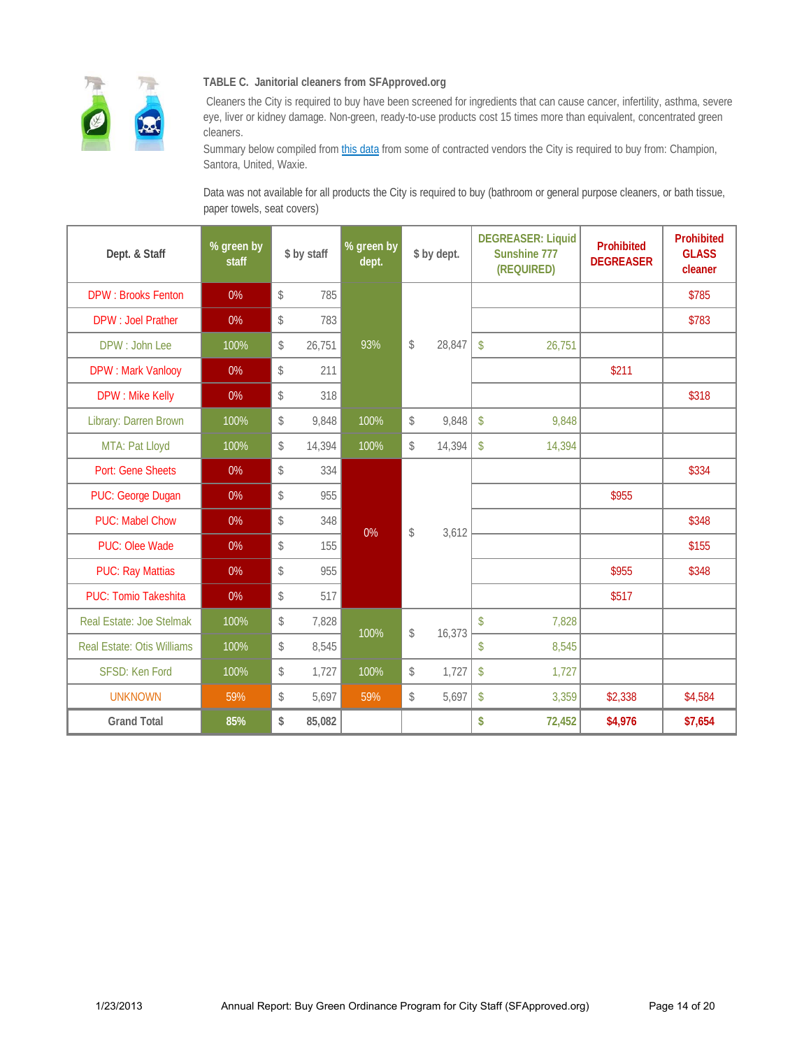**TABLE C. Janitorial cleaners from SFApproved.org**

Cleaners the City is required to buy have been screened for ingredients that can cause cancer, infertility, asthma, severe eye, liver or kidney damage. Non-green, ready-to-use products cost 15 times more than equivalent, concentrated green cleaners.

Summary below compiled from this data from some of contracted vendors the City is required to buy from: Champion, Santora, United, Waxie.

Data was not available for all products the City is required to buy (bathroom or general purpose cleaners, or bath tissue, paper towels, seat covers)

| Dept. & Staff | % green by staff | $ by staff | % green by dept. | $ by dept. | DEGREASER: Liquid Sunshine 777 (REQUIRED) | Prohibited DEGREASER | Prohibited GLASS cleaner |
|---|---|---|---|---|---|---|---|
| DPW : Brooks Fenton | 0% | $ 785 | 93% | $ 28,847 | | | $785 |
| DPW : Joel Prather | 0% | $ 783 | | | | | $783 |
| DPW : John Lee | 100% | $ 26,751 | | | $ 26,751 | | |
| DPW : Mark Vanlooy | 0% | $ 211 | | | | $211 | |
| DPW : Mike Kelly | 0% | $ 318 | | | | | $318 |
| Library: Darren Brown | 100% | $ 9,848 | 100% | $ 9,848 | $ 9,848 | | |
| MTA: Pat Lloyd | 100% | $ 14,394 | 100% | $ 14,394 | $ 14,394 | | |
| Port: Gene Sheets | 0% | $ 334 | 0% | $ 3,612 | | | $334 |
| PUC: George Dugan | 0% | $ 955 | | | | $955 | |
| PUC: Mabel Chow | 0% | $ 348 | | | | | $348 |
| PUC: Olee Wade | 0% | $ 155 | | | | | $155 |
| PUC: Ray Mattias | 0% | $ 955 | | | | $955 | $348 |
| PUC: Tomio Takeshita | 0% | $ 517 | | | | $517 | |
| Real Estate: Joe Stelmak | 100% | $ 7,828 | 100% | $ 16,373 | $ 7,828 | | |
| Real Estate: Otis Williams | 100% | $ 8,545 | | | $ 8,545 | | |
| SFSD: Ken Ford | 100% | $ 1,727 | 100% | $ 1,727 | $ 1,727 | | |
| UNKNOWN | 59% | $ 5,697 | 59% | $ 5,697 | $ 3,359 | $2,338 | $4,584 |
| **Grand Total** | **85%** | **$ 85,082** | | | **$ 72,452** | **$4,976** | **$7,654** |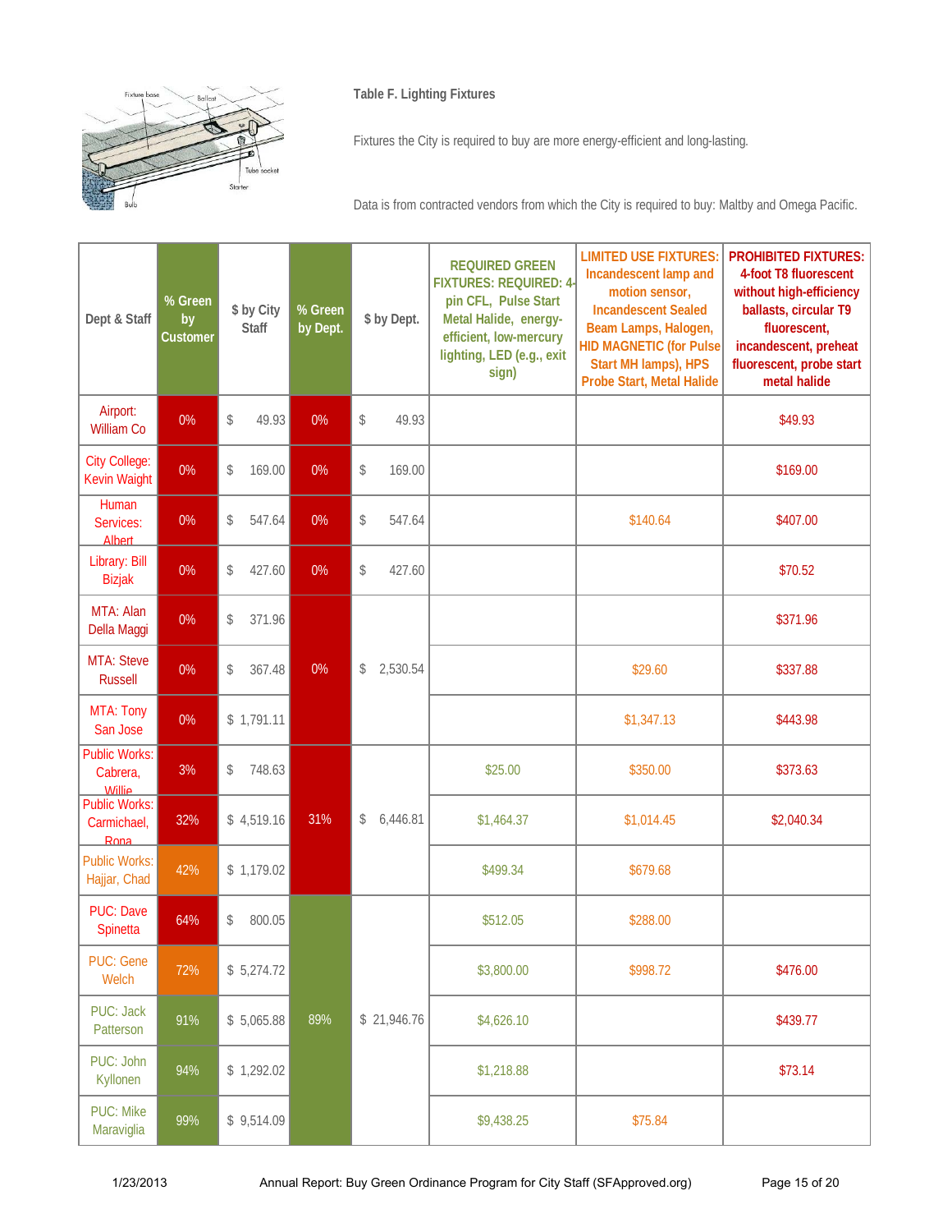**Table F. Lighting Fixtures**

Fixtures the City is required to buy are more energy-efficient and long-lasting.

Data is from contracted vendors from which the City is required to buy: Maltby and Omega Pacific.

| Dept & Staff | % Green by Customer | $ by City Staff | % Green by Dept. | $ by Dept. | REQUIRED GREEN FIXTURES: REQUIRED: 4-pin CFL, Pulse Start Metal Halide, energy-efficient, low-mercury lighting, LED (e.g., exit sign) | LIMITED USE FIXTURES: Incandescent lamp and motion sensor, Incandescent Sealed Beam Lamps, Halogen, HID MAGNETIC (for Pulse Start MH lamps), HPS Probe Start, Metal Halide | PROHIBITED FIXTURES: 4-foot T8 fluorescent without high-efficiency ballasts, circular T9 fluorescent, incandescent, preheat fluorescent, probe start metal halide |
|---|---|---|---|---|---|---|---|
| Airport: William Co | 0% | $ 49.93 | 0% | $ 49.93 | | | $49.93 |
| City College: Kevin Waight | 0% | $ 169.00 | 0% | $ 169.00 | | | $169.00 |
| Human Services: Albert | 0% | $ 547.64 | 0% | $ 547.64 | | $140.64 | $407.00 |
| Library: Bill Bizjak | 0% | $ 427.60 | 0% | $ 427.60 | | | $70.52 |
| MTA: Alan Della Maggi | 0% | $ 371.96 | 0% | $ 2,530.54 | | | $371.96 |
| MTA: Steve Russell | 0% | $ 367.48 | | | | $29.60 | $337.88 |
| MTA: Tony San Jose | 0% | $ 1,791.11 | | | | $1,347.13 | $443.98 |
| Public Works: Cabrera, Willie | 3% | $ 748.63 | 31% | $ 6,446.81 | $25.00 | $350.00 | $373.63 |
| Public Works: Carmichael, Rona | 32% | $ 4,519.16 | | | $1,464.37 | $1,014.45 | $2,040.34 |
| Public Works: Hajjar, Chad | 42% | $ 1,179.02 | | | $499.34 | $679.68 | |
| PUC: Dave Spinetta | 64% | $ 800.05 | 89% | $ 21,946.76 | $512.05 | $288.00 | |
| PUC: Gene Welch | 72% | $ 5,274.72 | | | $3,800.00 | $998.72 | $476.00 |
| PUC: Jack Patterson | 91% | $ 5,065.88 | | | $4,626.10 | | $439.77 |
| PUC: John Kyllonen | 94% | $ 1,292.02 | | | $1,218.88 | | $73.14 |
| PUC: Mike Maraviglia | 99% | $ 9,514.09 | | | $9,438.25 | $75.84 | |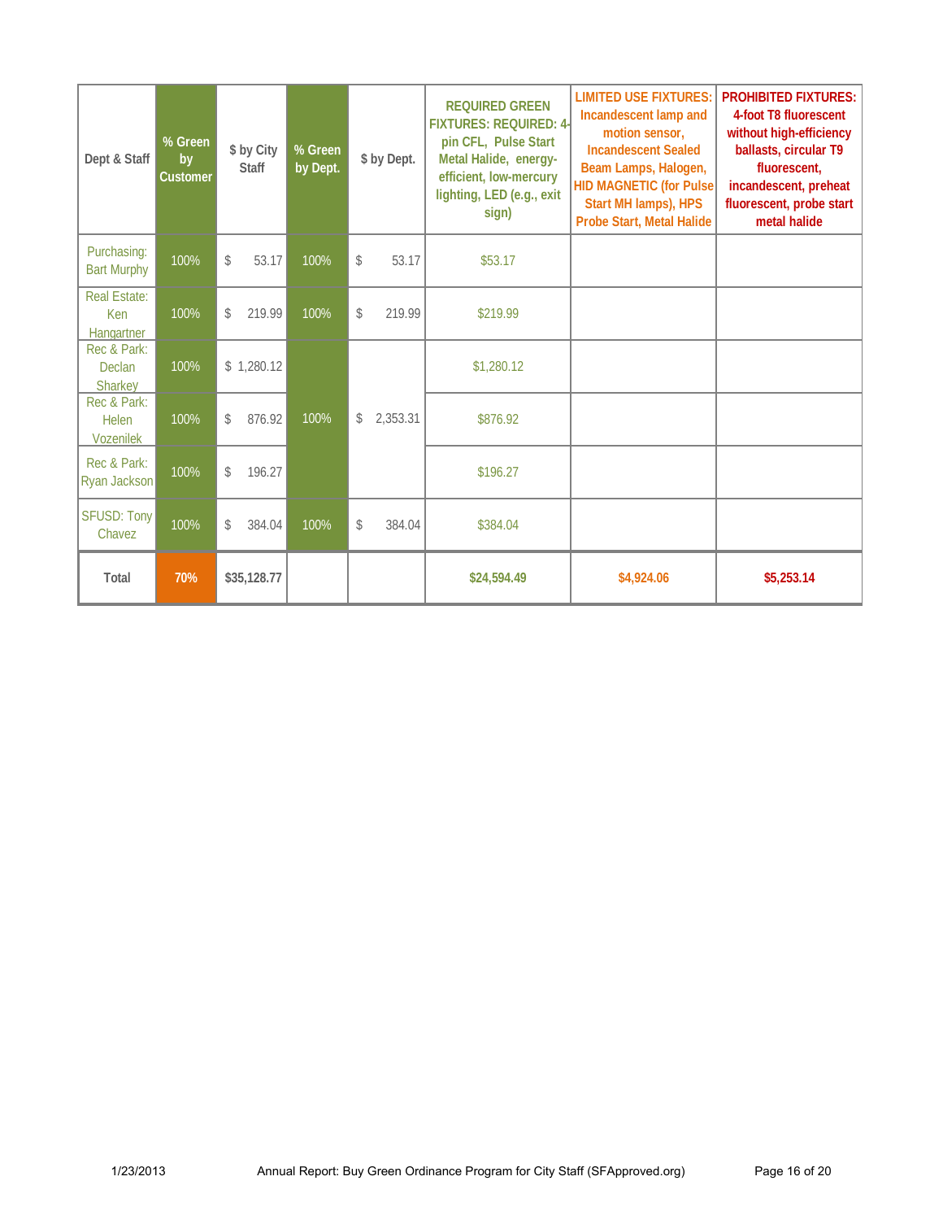| Dept & Staff | % Green by Customer | $ by City Staff | % Green by Dept. | $ by Dept. | REQUIRED GREEN FIXTURES: REQUIRED: 4-pin CFL, Pulse Start Metal Halide, energy-efficient, low-mercury lighting, LED (e.g., exit sign) | LIMITED USE FIXTURES: Incandescent lamp and motion sensor, Incandescent Sealed Beam Lamps, Halogen, HID MAGNETIC (for Pulse Start MH lamps), HPS Probe Start, Metal Halide | PROHIBITED FIXTURES: 4-foot T8 fluorescent without high-efficiency ballasts, circular T9 fluorescent, incandescent, preheat fluorescent, probe start metal halide |
|---|---|---|---|---|---|---|---|
| Purchasing: Bart Murphy | 100% | $ 53.17 | 100% | $ 53.17 | $53.17 | | |
| Real Estate: Ken Hangartner | 100% | $ 219.99 | 100% | $ 219.99 | $219.99 | | |
| Rec & Park: Declan Sharkey | 100% | $ 1,280.12 | 100% | $ 2,353.31 | $1,280.12 | | |
| Rec & Park: Helen Vozenilek | 100% | $ 876.92 | | | $876.92 | | |
| Rec & Park: Ryan Jackson | 100% | $ 196.27 | | | $196.27 | | |
| SFUSD: Tony Chavez | 100% | $ 384.04 | 100% | $ 384.04 | $384.04 | | |
| **Total** | **70%** | **$35,128.77** | | | **$24,594.49** | **$4,924.06** | **$5,253.14** |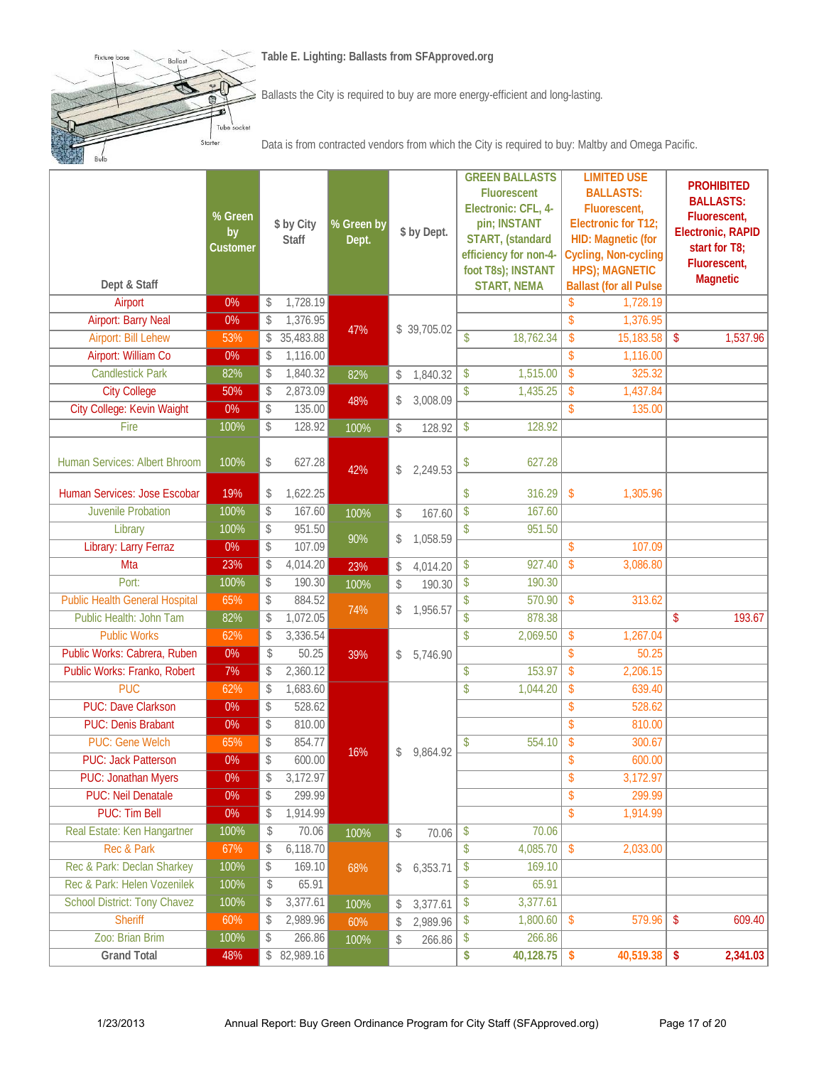### Table E. Lighting: Ballasts from SFApproved.org

Ballasts the City is required to buy are more energy-efficient and long-lasting.

Data is from contracted vendors from which the City is required to buy: Maltby and Omega Pacific.

| Dept & Staff | % Green by Customer | $ by City Staff | % Green by Dept. | $ by Dept. | GREEN BALLASTS Fluorescent Electronic: CFL, 4-pin; INSTANT START, (standard efficiency for non-4-foot T8s); INSTANT START, NEMA | LIMITED USE BALLASTS: Fluorescent, Electronic for T12; HID: Magnetic (for Cycling, Non-cycling HPS); MAGNETIC Ballast (for all Pulse | PROHIBITED BALLASTS: Fluorescent, Electronic, RAPID start for T8; Fluorescent, Magnetic |
|---|---|---|---|---|---|---|---|
| Airport | 0% | $ 1,728.19 | 47% | $ 39,705.02 | | $ 1,728.19 | |
| Airport: Barry Neal | 0% | $ 1,376.95 | | | | $ 1,376.95 | |
| Airport: Bill Lehew | 53% | $ 35,483.88 | | | $ 18,762.34 | $ 15,183.58 | $ 1,537.96 |
| Airport: William Co | 0% | $ 1,116.00 | | | | $ 1,116.00 | |
| Candlestick Park | 82% | $ 1,840.32 | 82% | $ 1,840.32 | $ 1,515.00 | $ 325.32 | |
| City College | 50% | $ 2,873.09 | 48% | $ 3,008.09 | $ 1,435.25 | $ 1,437.84 | |
| City College: Kevin Waight | 0% | $ 135.00 | | | | $ 135.00 | |
| Fire | 100% | $ 128.92 | 100% | $ 128.92 | $ 128.92 | | |
| Human Services: Albert Bhroom | 100% | $ 627.28 | 42% | $ 2,249.53 | $ 627.28 | | |
| Human Services: Jose Escobar | 19% | $ 1,622.25 | | | $ 316.29 | $ 1,305.96 | |
| Juvenile Probation | 100% | $ 167.60 | 100% | $ 167.60 | $ 167.60 | | |
| Library | 100% | $ 951.50 | 90% | $ 1,058.59 | $ 951.50 | | |
| Library: Larry Ferraz | 0% | $ 107.09 | | | | $ 107.09 | |
| Mta | 23% | $ 4,014.20 | 23% | $ 4,014.20 | $ 927.40 | $ 3,086.80 | |
| Port: | 100% | $ 190.30 | 100% | $ 190.30 | $ 190.30 | | |
| Public Health General Hospital | 65% | $ 884.52 | 74% | $ 1,956.57 | $ 570.90 | $ 313.62 | |
| Public Health: John Tam | 82% | $ 1,072.05 | | | $ 878.38 | | $ 193.67 |
| Public Works | 62% | $ 3,336.54 | 39% | $ 5,746.90 | $ 2,069.50 | $ 1,267.04 | |
| Public Works: Cabrera, Ruben | 0% | $ 50.25 | | | | $ 50.25 | |
| Public Works: Franko, Robert | 7% | $ 2,360.12 | | | $ 153.97 | $ 2,206.15 | |
| PUC | 62% | $ 1,683.60 | 16% | $ 9,864.92 | $ 1,044.20 | $ 639.40 | |
| PUC: Dave Clarkson | 0% | $ 528.62 | | | | $ 528.62 | |
| PUC: Denis Brabant | 0% | $ 810.00 | | | | $ 810.00 | |
| PUC: Gene Welch | 65% | $ 854.77 | | | $ 554.10 | $ 300.67 | |
| PUC: Jack Patterson | 0% | $ 600.00 | | | | $ 600.00 | |
| PUC: Jonathan Myers | 0% | $ 3,172.97 | | | | $ 3,172.97 | |
| PUC: Neil Denatale | 0% | $ 299.99 | | | | $ 299.99 | |
| PUC: Tim Bell | 0% | $ 1,914.99 | | | | $ 1,914.99 | |
| Real Estate: Ken Hangartner | 100% | $ 70.06 | 100% | $ 70.06 | $ 70.06 | | |
| Rec & Park | 67% | $ 6,118.70 | 68% | $ 6,353.71 | $ 4,085.70 | $ 2,033.00 | |
| Rec & Park: Declan Sharkey | 100% | $ 169.10 | | | $ 169.10 | | |
| Rec & Park: Helen Vozenilek | 100% | $ 65.91 | | | $ 65.91 | | |
| School District: Tony Chavez | 100% | $ 3,377.61 | 100% | $ 3,377.61 | $ 3,377.61 | | |
| Sheriff | 60% | $ 2,989.96 | 60% | $ 2,989.96 | $ 1,800.60 | $ 579.96 | $ 609.40 |
| Zoo: Brian Brim | 100% | $ 266.86 | 100% | $ 266.86 | $ 266.86 | | |
| **Grand Total** | 48% | $ 82,989.16 | | | **$ 40,128.75** | **$ 40,519.38** | **$ 2,341.03** |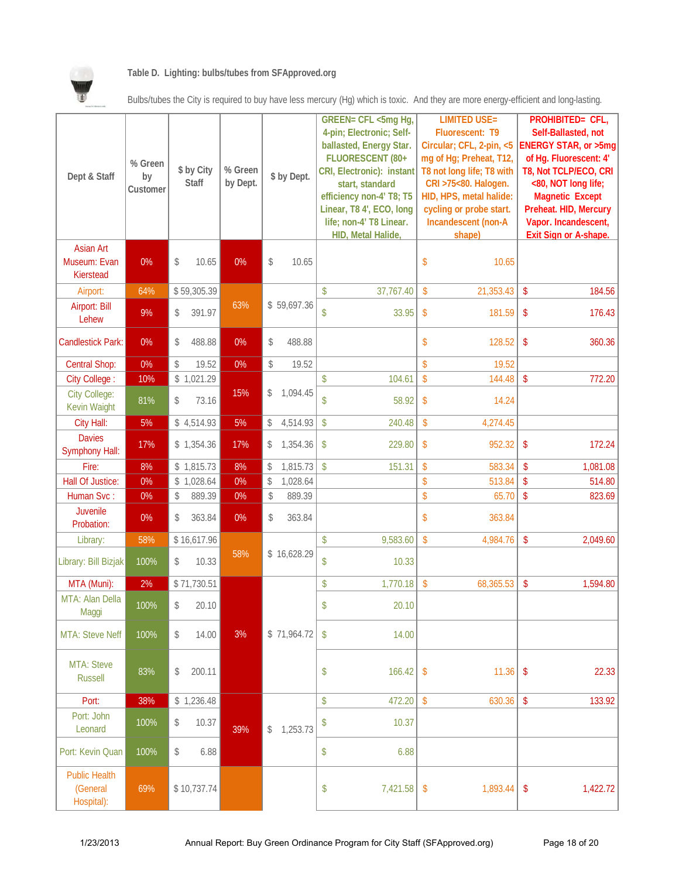**Table D. Lighting: bulbs/tubes from SFApproved.org**

Bulbs/tubes the City is required to buy have less mercury (Hg) which is toxic. And they are more energy-efficient and long-lasting.

| Dept & Staff | % Green by Customer | $ by City Staff | % Green by Dept. | $ by Dept. | GREEN= CFL <5mg Hg, 4-pin; Electronic; Self-ballasted, Energy Star. FLUORESCENT (80+ CRI, Electronic): instant start, standard efficiency non-4' T8; T5 Linear, T8 4', ECO, long life; non-4' T8 Linear. HID, Metal Halide, | LIMITED USE= Fluorescent: T9 Circular; CFL, 2-pin, <5 mg of Hg; Preheat, T12, T8 not long life; T8 with CRI >75<80. Halogen. HID, HPS, metal halide: cycling or probe start. Incandescent (non-A shape) | PROHIBITED= CFL, Self-Ballasted, not ENERGY STAR, or >5mg of Hg. Fluorescent: 4' T8, Not TCLP/ECO, CRI <80, NOT long life; Magnetic Except Preheat. HID, Mercury Vapor. Incandescent, Exit Sign or A-shape. |
|---|---|---|---|---|---|---|---|
| Asian Art Museum: Evan Kierstead | 0% | $ 10.65 | 0% | $ 10.65 | | $ 10.65 | |
| Airport: | 64% | $ 59,305.39 | 63% | $ 59,697.36 | $ 37,767.40 | $ 21,353.43 | $ 184.56 |
| Airport: Bill Lehew | 9% | $ 391.97 | | | $ 33.95 | $ 181.59 | $ 176.43 |
| Candlestick Park: | 0% | $ 488.88 | 0% | $ 488.88 | | $ 128.52 | $ 360.36 |
| Central Shop: | 0% | $ 19.52 | 0% | $ 19.52 | | $ 19.52 | |
| City College : | 10% | $ 1,021.29 | 15% | $ 1,094.45 | $ 104.61 | $ 144.48 | $ 772.20 |
| City College: Kevin Waight | 81% | $ 73.16 | | | $ 58.92 | $ 14.24 | |
| City Hall: | 5% | $ 4,514.93 | 5% | $ 4,514.93 | $ 240.48 | $ 4,274.45 | |
| Davies Symphony Hall: | 17% | $ 1,354.36 | 17% | $ 1,354.36 | $ 229.80 | $ 952.32 | $ 172.24 |
| Fire: | 8% | $ 1,815.73 | 8% | $ 1,815.73 | $ 151.31 | $ 583.34 | $ 1,081.08 |
| Hall Of Justice: | 0% | $ 1,028.64 | 0% | $ 1,028.64 | | $ 513.84 | $ 514.80 |
| Human Svc : | 0% | $ 889.39 | 0% | $ 889.39 | | $ 65.70 | $ 823.69 |
| Juvenile Probation: | 0% | $ 363.84 | 0% | $ 363.84 | | $ 363.84 | |
| Library: | 58% | $ 16,617.96 | 58% | $ 16,628.29 | $ 9,583.60 | $ 4,984.76 | $ 2,049.60 |
| Library: Bill Bizjak | 100% | $ 10.33 | | | $ 10.33 | | |
| MTA (Muni): | 2% | $ 71,730.51 | 3% | $ 71,964.72 | $ 1,770.18 | $ 68,365.53 | $ 1,594.80 |
| MTA: Alan Della Maggi | 100% | $ 20.10 | | | $ 20.10 | | |
| MTA: Steve Neff | 100% | $ 14.00 | | | $ 14.00 | | |
| MTA: Steve Russell | 83% | $ 200.11 | | | $ 166.42 | $ 11.36 | $ 22.33 |
| Port: | 38% | $ 1,236.48 | 39% | $ 1,253.73 | $ 472.20 | $ 630.36 | $ 133.92 |
| Port: John Leonard | 100% | $ 10.37 | | | $ 10.37 | | |
| Port: Kevin Quan | 100% | $ 6.88 | | | $ 6.88 | | |
| Public Health (General Hospital): | 69% | $ 10,737.74 | | | $ 7,421.58 | $ 1,893.44 | $ 1,422.72 |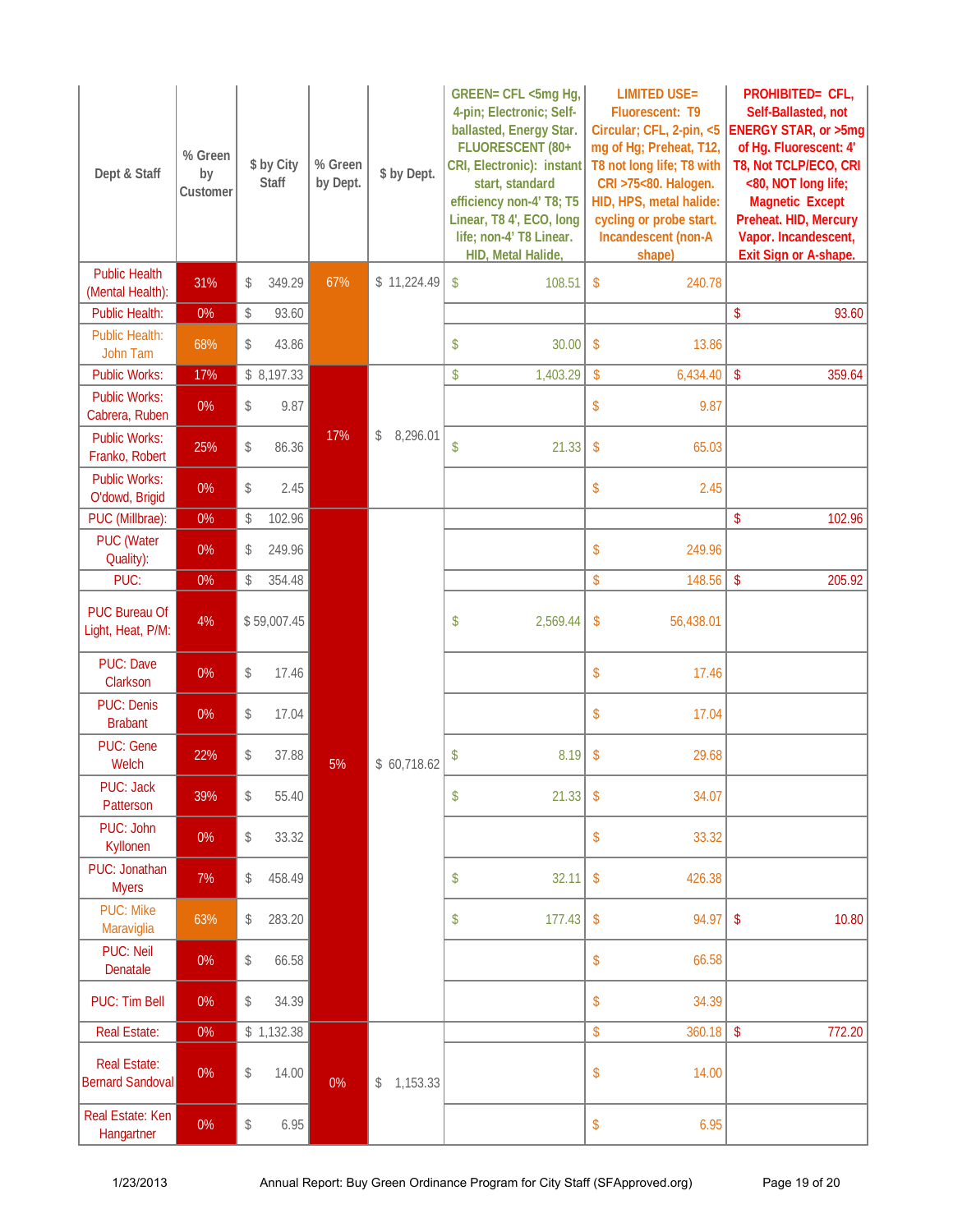| Dept & Staff | % Green by Customer | $ by City Staff | % Green by Dept. | $ by Dept. | GREEN= CFL <5mg Hg, 4-pin; Electronic; Self-ballasted, Energy Star. FLUORESCENT (80+ CRI, Electronic): instant start, standard efficiency non-4' T8; T5 Linear, T8 4', ECO, long life; non-4' T8 Linear. HID, Metal Halide, | LIMITED USE= Fluorescent: T9 Circular; CFL, 2-pin, <5 mg of Hg; Preheat, T12, T8 not long life; T8 with CRI >75<80. Halogen. HID, HPS, metal halide: cycling or probe start. Incandescent (non-A shape) | PROHIBITED= CFL, Self-Ballasted, not ENERGY STAR, or >5mg of Hg. Fluorescent: 4' T8, Not TCLP/ECO, CRI <80, NOT long life; Magnetic Except Preheat. HID, Mercury Vapor. Incandescent, Exit Sign or A-shape. |
|---|---|---|---|---|---|---|---|
| Public Health (Mental Health): | 31% | $ 349.29 | 67% | $ 11,224.49 | $ 108.51 | $ 240.78 | |
| Public Health: | 0% | $ 93.60 | | | | | $ 93.60 |
| Public Health: John Tam | 68% | $ 43.86 | | | $ 30.00 | $ 13.86 | |
| Public Works: | 17% | $ 8,197.33 | 17% | $ 8,296.01 | $ 1,403.29 | $ 6,434.40 | $ 359.64 |
| Public Works: Cabrera, Ruben | 0% | $ 9.87 | | | | $ 9.87 | |
| Public Works: Franko, Robert | 25% | $ 86.36 | | | $ 21.33 | $ 65.03 | |
| Public Works: O'dowd, Brigid | 0% | $ 2.45 | | | | $ 2.45 | |
| PUC (Millbrae): | 0% | $ 102.96 | 5% | $ 60,718.62 | | | $ 102.96 |
| PUC (Water Quality): | 0% | $ 249.96 | | | | $ 249.96 | |
| PUC: | 0% | $ 354.48 | | | | $ 148.56 | $ 205.92 |
| PUC Bureau Of Light, Heat, P/M: | 4% | $ 59,007.45 | | | $ 2,569.44 | $ 56,438.01 | |
| PUC: Dave Clarkson | 0% | $ 17.46 | | | | $ 17.46 | |
| PUC: Denis Brabant | 0% | $ 17.04 | | | | $ 17.04 | |
| PUC: Gene Welch | 22% | $ 37.88 | | | $ 8.19 | $ 29.68 | |
| PUC: Jack Patterson | 39% | $ 55.40 | | | $ 21.33 | $ 34.07 | |
| PUC: John Kyllonen | 0% | $ 33.32 | | | | $ 33.32 | |
| PUC: Jonathan Myers | 7% | $ 458.49 | | | $ 32.11 | $ 426.38 | |
| PUC: Mike Maraviglia | 63% | $ 283.20 | | | $ 177.43 | $ 94.97 | $ 10.80 |
| PUC: Neil Denatale | 0% | $ 66.58 | | | | $ 66.58 | |
| PUC: Tim Bell | 0% | $ 34.39 | | | | $ 34.39 | |
| Real Estate: | 0% | $ 1,132.38 | 0% | $ 1,153.33 | | $ 360.18 | $ 772.20 |
| Real Estate: Bernard Sandoval | 0% | $ 14.00 | | | | $ 14.00 | |
| Real Estate: Ken Hangartner | 0% | $ 6.95 | | | | $ 6.95 | |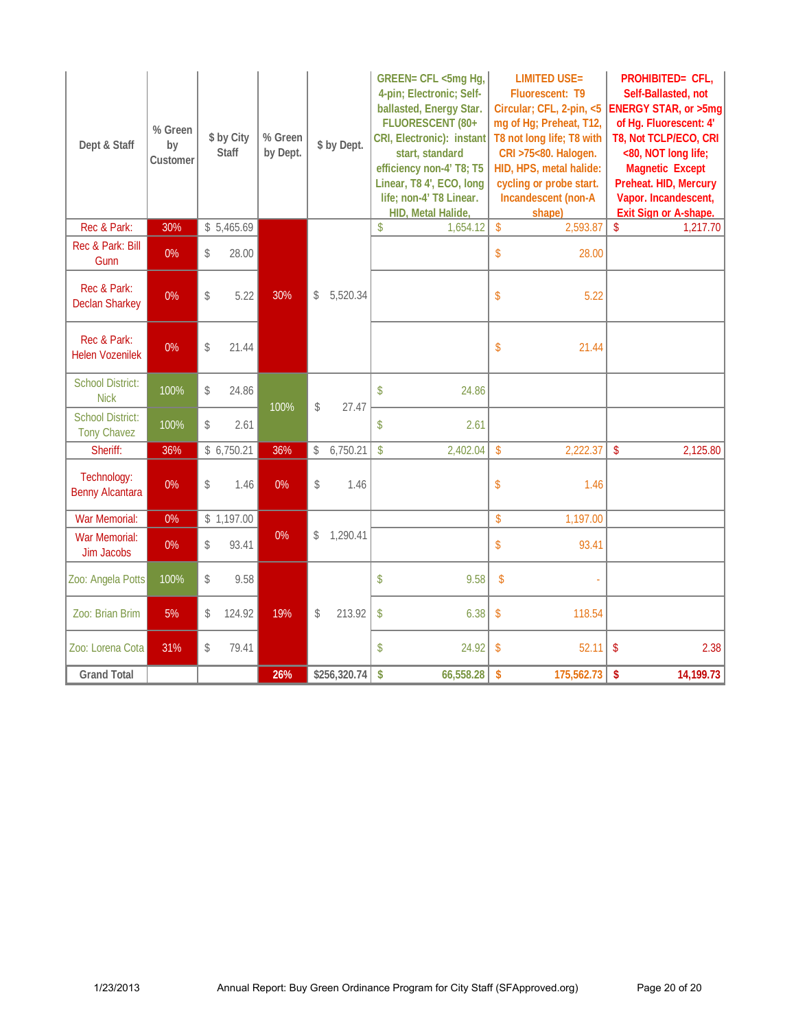| Dept & Staff | % Green by Customer | $ by City Staff | % Green by Dept. | $ by Dept. | GREEN= CFL <5mg Hg, 4-pin; Electronic; Self-ballasted, Energy Star. FLUORESCENT (80+ CRI, Electronic): instant start, standard efficiency non-4' T8; T5 Linear, T8 4', ECO, long life; non-4' T8 Linear. HID, Metal Halide, | LIMITED USE= Fluorescent: T9 Circular; CFL, 2-pin, <5 mg of Hg; Preheat, T12, T8 not long life; T8 with CRI >75<80. Halogen. HID, HPS, metal halide: cycling or probe start. Incandescent (non-A shape) | PROHIBITED= CFL, Self-Ballasted, not ENERGY STAR, or >5mg of Hg. Fluorescent: 4' T8, Not TCLP/ECO, CRI <80, NOT long life; Magnetic Except Preheat. HID, Mercury Vapor. Incandescent, Exit Sign or A-shape. |
|---|---|---|---|---|---|---|---|
| Rec & Park: | 30% | $ 5,465.69 | 30% | $ 5,520.34 | $ 1,654.12 | $ 2,593.87 | $ 1,217.70 |
| Rec & Park: Bill Gunn | 0% | $ 28.00 | | | | $ 28.00 | |
| Rec & Park: Declan Sharkey | 0% | $ 5.22 | | | | $ 5.22 | |
| Rec & Park: Helen Vozenilek | 0% | $ 21.44 | | | | $ 21.44 | |
| School District: Nick | 100% | $ 24.86 | 100% | $ 27.47 | $ 24.86 | | |
| School District: Tony Chavez | 100% | $ 2.61 | | | $ 2.61 | | |
| Sheriff: | 36% | $ 6,750.21 | 36% | $ 6,750.21 | $ 2,402.04 | $ 2,222.37 | $ 2,125.80 |
| Technology: Benny Alcantara | 0% | $ 1.46 | 0% | $ 1.46 | | $ 1.46 | |
| War Memorial: | 0% | $ 1,197.00 | 0% | $ 1,290.41 | | $ 1,197.00 | |
| War Memorial: Jim Jacobs | 0% | $ 93.41 | | | | $ 93.41 | |
| Zoo: Angela Potts | 100% | $ 9.58 | 19% | $ 213.92 | $ 9.58 | $ - | |
| Zoo: Brian Brim | 5% | $ 124.92 | | | $ 6.38 | $ 118.54 | |
| Zoo: Lorena Cota | 31% | $ 79.41 | | | $ 24.92 | $ 52.11 | $ 2.38 |
| **Grand Total** | | | **26%** | **$256,320.74** | **$ 66,558.28** | **$ 175,562.73** | **$ 14,199.73** |

1/23/2013 Annual Report: Buy Green Ordinance Program for City Staff (SFApproved.org)